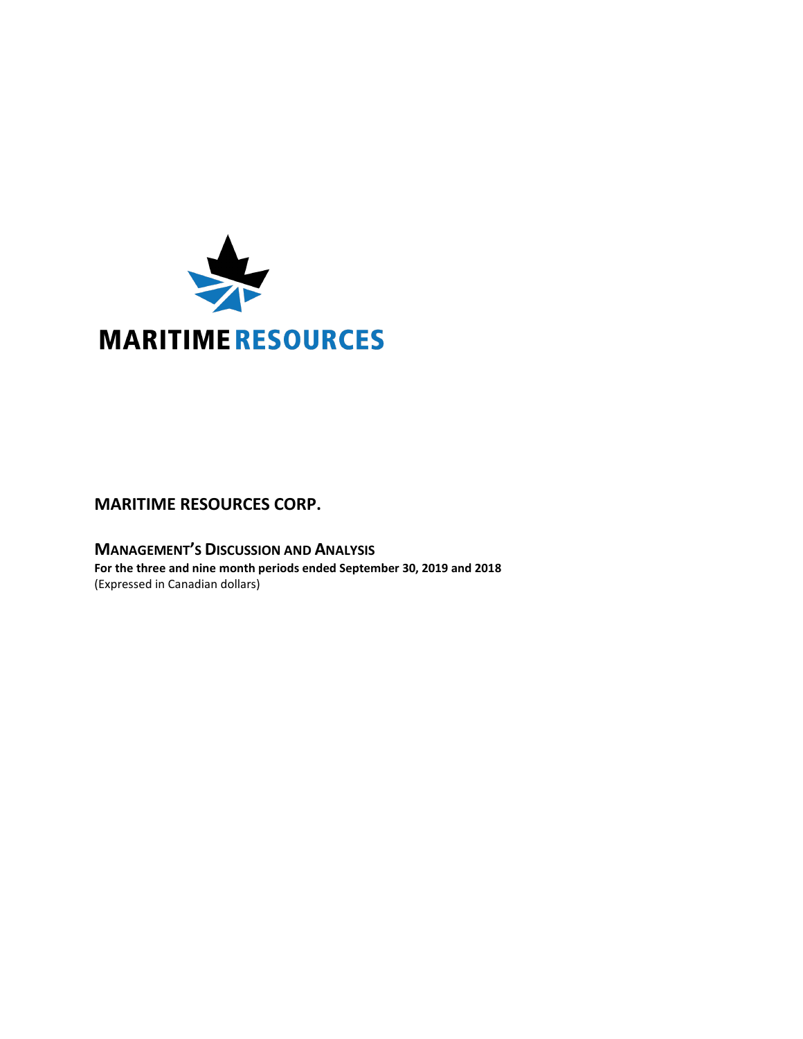MARITIME RESOURCES

# MARITIME RESOURCES CORP.

## Management's Discussion and Analysis

**For the three and nine month periods ended September 30, 2019 and 2018**

(Expressed in Canadian dollars)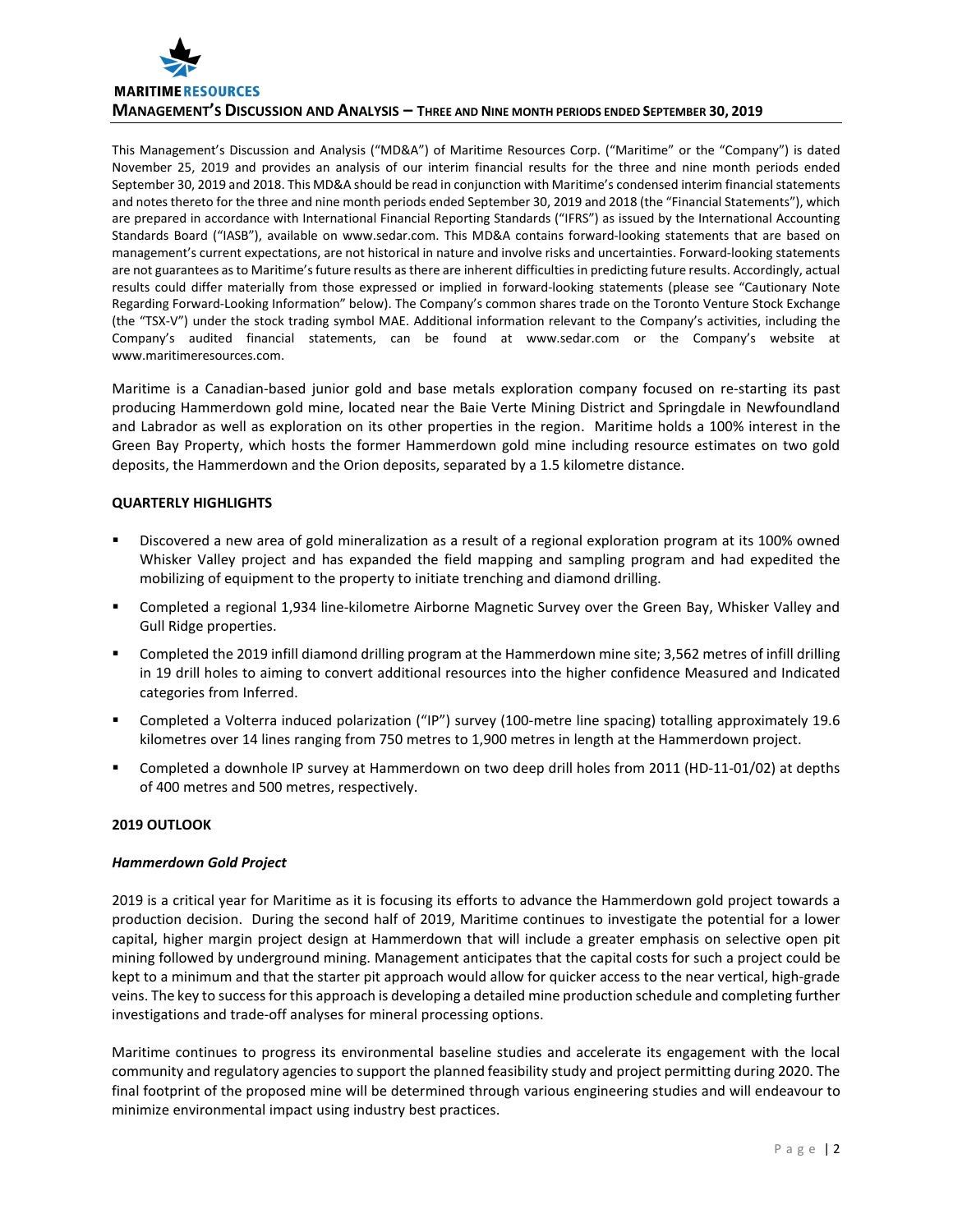# Management's Discussion and Analysis – Three and Nine month periods ended September 30, 2019

This Management's Discussion and Analysis ("MD&A") of Maritime Resources Corp. ("Maritime" or the "Company") is dated November 25, 2019 and provides an analysis of our interim financial results for the three and nine month periods ended September 30, 2019 and 2018. This MD&A should be read in conjunction with Maritime's condensed interim financial statements and notes thereto for the three and nine month periods ended September 30, 2019 and 2018 (the "Financial Statements"), which are prepared in accordance with International Financial Reporting Standards ("IFRS") as issued by the International Accounting Standards Board ("IASB"), available on www.sedar.com. This MD&A contains forward-looking statements that are based on management's current expectations, are not historical in nature and involve risks and uncertainties. Forward-looking statements are not guarantees as to Maritime's future results as there are inherent difficulties in predicting future results. Accordingly, actual results could differ materially from those expressed or implied in forward-looking statements (please see "Cautionary Note Regarding Forward-Looking Information" below). The Company's common shares trade on the Toronto Venture Stock Exchange (the "TSX-V") under the stock trading symbol MAE. Additional information relevant to the Company's activities, including the Company's audited financial statements, can be found at www.sedar.com or the Company's website at www.maritimeresources.com.

Maritime is a Canadian-based junior gold and base metals exploration company focused on re-starting its past producing Hammerdown gold mine, located near the Baie Verte Mining District and Springdale in Newfoundland and Labrador as well as exploration on its other properties in the region. Maritime holds a 100% interest in the Green Bay Property, which hosts the former Hammerdown gold mine including resource estimates on two gold deposits, the Hammerdown and the Orion deposits, separated by a 1.5 kilometre distance.

## QUARTERLY HIGHLIGHTS

- Discovered a new area of gold mineralization as a result of a regional exploration program at its 100% owned Whisker Valley project and has expanded the field mapping and sampling program and had expedited the mobilizing of equipment to the property to initiate trenching and diamond drilling.
- Completed a regional 1,934 line-kilometre Airborne Magnetic Survey over the Green Bay, Whisker Valley and Gull Ridge properties.
- Completed the 2019 infill diamond drilling program at the Hammerdown mine site; 3,562 metres of infill drilling in 19 drill holes to aiming to convert additional resources into the higher confidence Measured and Indicated categories from Inferred.
- Completed a Volterra induced polarization ("IP") survey (100-metre line spacing) totalling approximately 19.6 kilometres over 14 lines ranging from 750 metres to 1,900 metres in length at the Hammerdown project.
- Completed a downhole IP survey at Hammerdown on two deep drill holes from 2011 (HD-11-01/02) at depths of 400 metres and 500 metres, respectively.

## 2019 OUTLOOK

### *Hammerdown Gold Project*

2019 is a critical year for Maritime as it is focusing its efforts to advance the Hammerdown gold project towards a production decision. During the second half of 2019, Maritime continues to investigate the potential for a lower capital, higher margin project design at Hammerdown that will include a greater emphasis on selective open pit mining followed by underground mining. Management anticipates that the capital costs for such a project could be kept to a minimum and that the starter pit approach would allow for quicker access to the near vertical, high-grade veins. The key to success for this approach is developing a detailed mine production schedule and completing further investigations and trade-off analyses for mineral processing options.

Maritime continues to progress its environmental baseline studies and accelerate its engagement with the local community and regulatory agencies to support the planned feasibility study and project permitting during 2020. The final footprint of the proposed mine will be determined through various engineering studies and will endeavour to minimize environmental impact using industry best practices.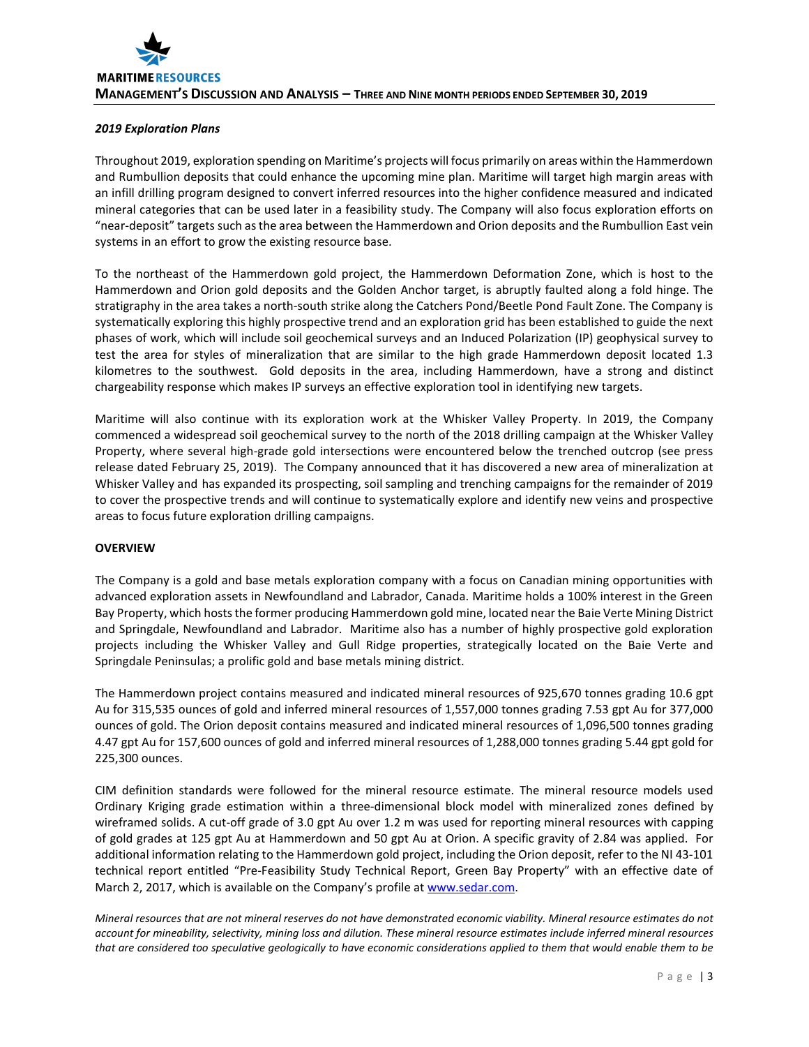***2019 Exploration Plans***

Throughout 2019, exploration spending on Maritime's projects will focus primarily on areas within the Hammerdown and Rumbullion deposits that could enhance the upcoming mine plan. Maritime will target high margin areas with an infill drilling program designed to convert inferred resources into the higher confidence measured and indicated mineral categories that can be used later in a feasibility study. The Company will also focus exploration efforts on "near-deposit" targets such as the area between the Hammerdown and Orion deposits and the Rumbullion East vein systems in an effort to grow the existing resource base.

To the northeast of the Hammerdown gold project, the Hammerdown Deformation Zone, which is host to the Hammerdown and Orion gold deposits and the Golden Anchor target, is abruptly faulted along a fold hinge. The stratigraphy in the area takes a north-south strike along the Catchers Pond/Beetle Pond Fault Zone. The Company is systematically exploring this highly prospective trend and an exploration grid has been established to guide the next phases of work, which will include soil geochemical surveys and an Induced Polarization (IP) geophysical survey to test the area for styles of mineralization that are similar to the high grade Hammerdown deposit located 1.3 kilometres to the southwest. Gold deposits in the area, including Hammerdown, have a strong and distinct chargeability response which makes IP surveys an effective exploration tool in identifying new targets.

Maritime will also continue with its exploration work at the Whisker Valley Property. In 2019, the Company commenced a widespread soil geochemical survey to the north of the 2018 drilling campaign at the Whisker Valley Property, where several high-grade gold intersections were encountered below the trenched outcrop (see press release dated February 25, 2019). The Company announced that it has discovered a new area of mineralization at Whisker Valley and has expanded its prospecting, soil sampling and trenching campaigns for the remainder of 2019 to cover the prospective trends and will continue to systematically explore and identify new veins and prospective areas to focus future exploration drilling campaigns.

**OVERVIEW**

The Company is a gold and base metals exploration company with a focus on Canadian mining opportunities with advanced exploration assets in Newfoundland and Labrador, Canada. Maritime holds a 100% interest in the Green Bay Property, which hosts the former producing Hammerdown gold mine, located near the Baie Verte Mining District and Springdale, Newfoundland and Labrador. Maritime also has a number of highly prospective gold exploration projects including the Whisker Valley and Gull Ridge properties, strategically located on the Baie Verte and Springdale Peninsulas; a prolific gold and base metals mining district.

The Hammerdown project contains measured and indicated mineral resources of 925,670 tonnes grading 10.6 gpt Au for 315,535 ounces of gold and inferred mineral resources of 1,557,000 tonnes grading 7.53 gpt Au for 377,000 ounces of gold. The Orion deposit contains measured and indicated mineral resources of 1,096,500 tonnes grading 4.47 gpt Au for 157,600 ounces of gold and inferred mineral resources of 1,288,000 tonnes grading 5.44 gpt gold for 225,300 ounces.

CIM definition standards were followed for the mineral resource estimate. The mineral resource models used Ordinary Kriging grade estimation within a three-dimensional block model with mineralized zones defined by wireframed solids. A cut-off grade of 3.0 gpt Au over 1.2 m was used for reporting mineral resources with capping of gold grades at 125 gpt Au at Hammerdown and 50 gpt Au at Orion. A specific gravity of 2.84 was applied. For additional information relating to the Hammerdown gold project, including the Orion deposit, refer to the NI 43-101 technical report entitled "Pre-Feasibility Study Technical Report, Green Bay Property" with an effective date of March 2, 2017, which is available on the Company's profile at www.sedar.com.

*Mineral resources that are not mineral reserves do not have demonstrated economic viability. Mineral resource estimates do not account for mineability, selectivity, mining loss and dilution. These mineral resource estimates include inferred mineral resources that are considered too speculative geologically to have economic considerations applied to them that would enable them to be*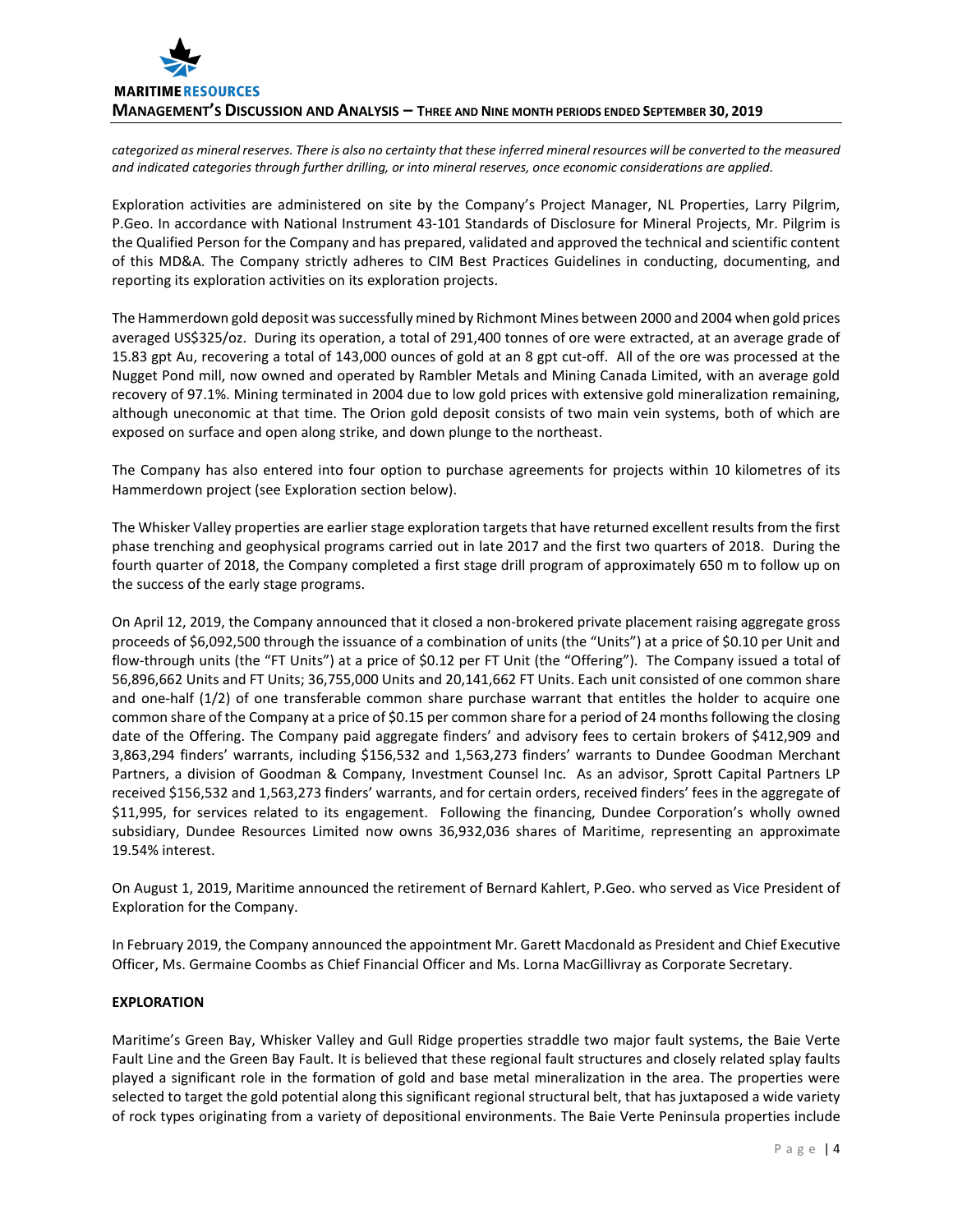*categorized as mineral reserves. There is also no certainty that these inferred mineral resources will be converted to the measured and indicated categories through further drilling, or into mineral reserves, once economic considerations are applied.*

Exploration activities are administered on site by the Company's Project Manager, NL Properties, Larry Pilgrim, P.Geo. In accordance with National Instrument 43-101 Standards of Disclosure for Mineral Projects, Mr. Pilgrim is the Qualified Person for the Company and has prepared, validated and approved the technical and scientific content of this MD&A. The Company strictly adheres to CIM Best Practices Guidelines in conducting, documenting, and reporting its exploration activities on its exploration projects.

The Hammerdown gold deposit was successfully mined by Richmont Mines between 2000 and 2004 when gold prices averaged US$325/oz. During its operation, a total of 291,400 tonnes of ore were extracted, at an average grade of 15.83 gpt Au, recovering a total of 143,000 ounces of gold at an 8 gpt cut-off. All of the ore was processed at the Nugget Pond mill, now owned and operated by Rambler Metals and Mining Canada Limited, with an average gold recovery of 97.1%. Mining terminated in 2004 due to low gold prices with extensive gold mineralization remaining, although uneconomic at that time. The Orion gold deposit consists of two main vein systems, both of which are exposed on surface and open along strike, and down plunge to the northeast.

The Company has also entered into four option to purchase agreements for projects within 10 kilometres of its Hammerdown project (see Exploration section below).

The Whisker Valley properties are earlier stage exploration targets that have returned excellent results from the first phase trenching and geophysical programs carried out in late 2017 and the first two quarters of 2018. During the fourth quarter of 2018, the Company completed a first stage drill program of approximately 650 m to follow up on the success of the early stage programs.

On April 12, 2019, the Company announced that it closed a non-brokered private placement raising aggregate gross proceeds of $6,092,500 through the issuance of a combination of units (the "Units") at a price of $0.10 per Unit and flow-through units (the "FT Units") at a price of $0.12 per FT Unit (the "Offering"). The Company issued a total of 56,896,662 Units and FT Units; 36,755,000 Units and 20,141,662 FT Units. Each unit consisted of one common share and one-half (1/2) of one transferable common share purchase warrant that entitles the holder to acquire one common share of the Company at a price of $0.15 per common share for a period of 24 months following the closing date of the Offering. The Company paid aggregate finders' and advisory fees to certain brokers of $412,909 and 3,863,294 finders' warrants, including $156,532 and 1,563,273 finders' warrants to Dundee Goodman Merchant Partners, a division of Goodman & Company, Investment Counsel Inc. As an advisor, Sprott Capital Partners LP received $156,532 and 1,563,273 finders' warrants, and for certain orders, received finders' fees in the aggregate of $11,995, for services related to its engagement. Following the financing, Dundee Corporation's wholly owned subsidiary, Dundee Resources Limited now owns 36,932,036 shares of Maritime, representing an approximate 19.54% interest.

On August 1, 2019, Maritime announced the retirement of Bernard Kahlert, P.Geo. who served as Vice President of Exploration for the Company.

In February 2019, the Company announced the appointment Mr. Garett Macdonald as President and Chief Executive Officer, Ms. Germaine Coombs as Chief Financial Officer and Ms. Lorna MacGillivray as Corporate Secretary.

## EXPLORATION

Maritime's Green Bay, Whisker Valley and Gull Ridge properties straddle two major fault systems, the Baie Verte Fault Line and the Green Bay Fault. It is believed that these regional fault structures and closely related splay faults played a significant role in the formation of gold and base metal mineralization in the area. The properties were selected to target the gold potential along this significant regional structural belt, that has juxtaposed a wide variety of rock types originating from a variety of depositional environments. The Baie Verte Peninsula properties include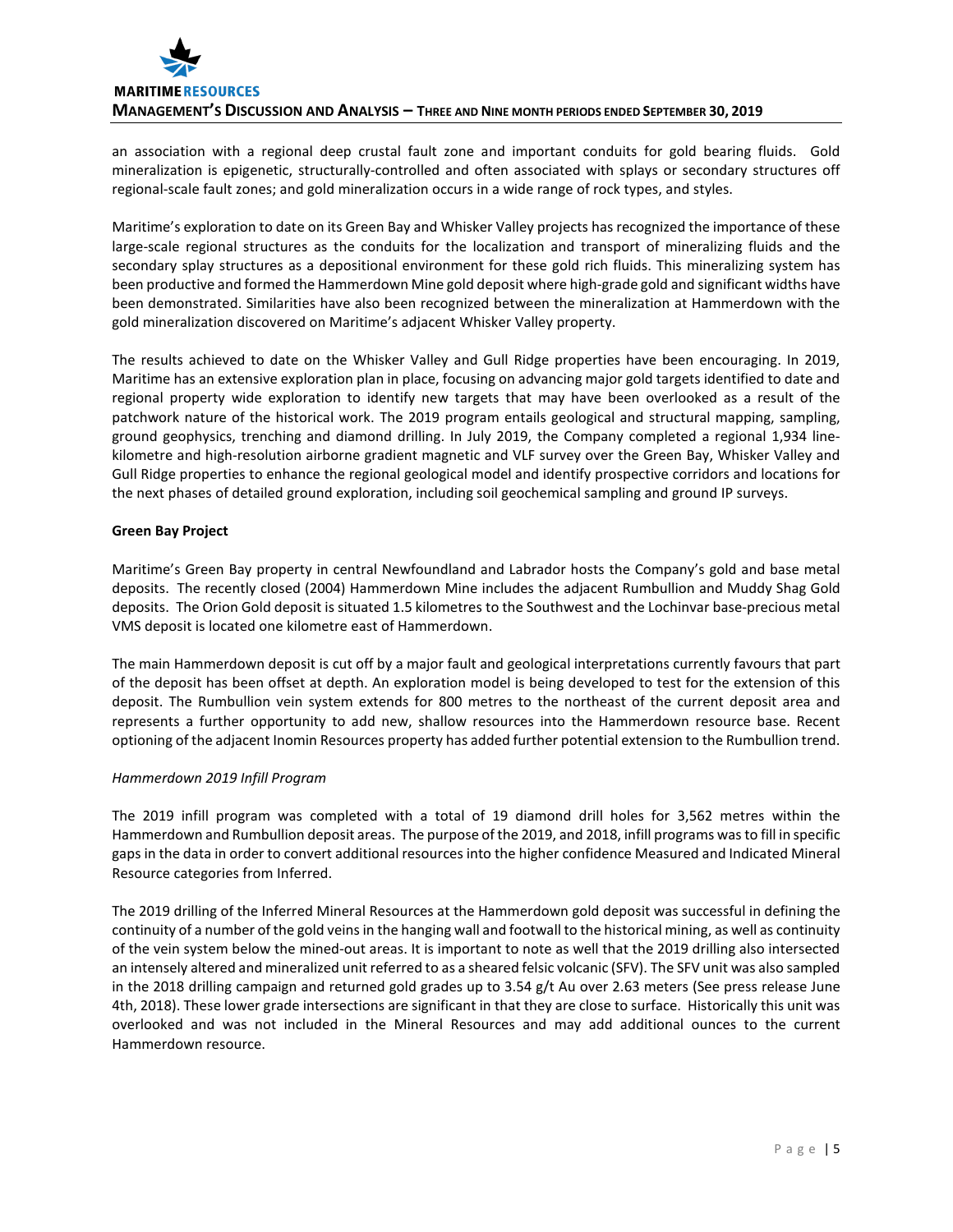an association with a regional deep crustal fault zone and important conduits for gold bearing fluids. Gold mineralization is epigenetic, structurally-controlled and often associated with splays or secondary structures off regional-scale fault zones; and gold mineralization occurs in a wide range of rock types, and styles.

Maritime's exploration to date on its Green Bay and Whisker Valley projects has recognized the importance of these large-scale regional structures as the conduits for the localization and transport of mineralizing fluids and the secondary splay structures as a depositional environment for these gold rich fluids. This mineralizing system has been productive and formed the Hammerdown Mine gold deposit where high-grade gold and significant widths have been demonstrated. Similarities have also been recognized between the mineralization at Hammerdown with the gold mineralization discovered on Maritime's adjacent Whisker Valley property.

The results achieved to date on the Whisker Valley and Gull Ridge properties have been encouraging. In 2019, Maritime has an extensive exploration plan in place, focusing on advancing major gold targets identified to date and regional property wide exploration to identify new targets that may have been overlooked as a result of the patchwork nature of the historical work. The 2019 program entails geological and structural mapping, sampling, ground geophysics, trenching and diamond drilling. In July 2019, the Company completed a regional 1,934 line-kilometre and high-resolution airborne gradient magnetic and VLF survey over the Green Bay, Whisker Valley and Gull Ridge properties to enhance the regional geological model and identify prospective corridors and locations for the next phases of detailed ground exploration, including soil geochemical sampling and ground IP surveys.

**Green Bay Project**

Maritime's Green Bay property in central Newfoundland and Labrador hosts the Company's gold and base metal deposits. The recently closed (2004) Hammerdown Mine includes the adjacent Rumbullion and Muddy Shag Gold deposits. The Orion Gold deposit is situated 1.5 kilometres to the Southwest and the Lochinvar base-precious metal VMS deposit is located one kilometre east of Hammerdown.

The main Hammerdown deposit is cut off by a major fault and geological interpretations currently favours that part of the deposit has been offset at depth. An exploration model is being developed to test for the extension of this deposit. The Rumbullion vein system extends for 800 metres to the northeast of the current deposit area and represents a further opportunity to add new, shallow resources into the Hammerdown resource base. Recent optioning of the adjacent Inomin Resources property has added further potential extension to the Rumbullion trend.

*Hammerdown 2019 Infill Program*

The 2019 infill program was completed with a total of 19 diamond drill holes for 3,562 metres within the Hammerdown and Rumbullion deposit areas. The purpose of the 2019, and 2018, infill programs was to fill in specific gaps in the data in order to convert additional resources into the higher confidence Measured and Indicated Mineral Resource categories from Inferred.

The 2019 drilling of the Inferred Mineral Resources at the Hammerdown gold deposit was successful in defining the continuity of a number of the gold veins in the hanging wall and footwall to the historical mining, as well as continuity of the vein system below the mined-out areas. It is important to note as well that the 2019 drilling also intersected an intensely altered and mineralized unit referred to as a sheared felsic volcanic (SFV). The SFV unit was also sampled in the 2018 drilling campaign and returned gold grades up to 3.54 g/t Au over 2.63 meters (See press release June 4th, 2018). These lower grade intersections are significant in that they are close to surface. Historically this unit was overlooked and was not included in the Mineral Resources and may add additional ounces to the current Hammerdown resource.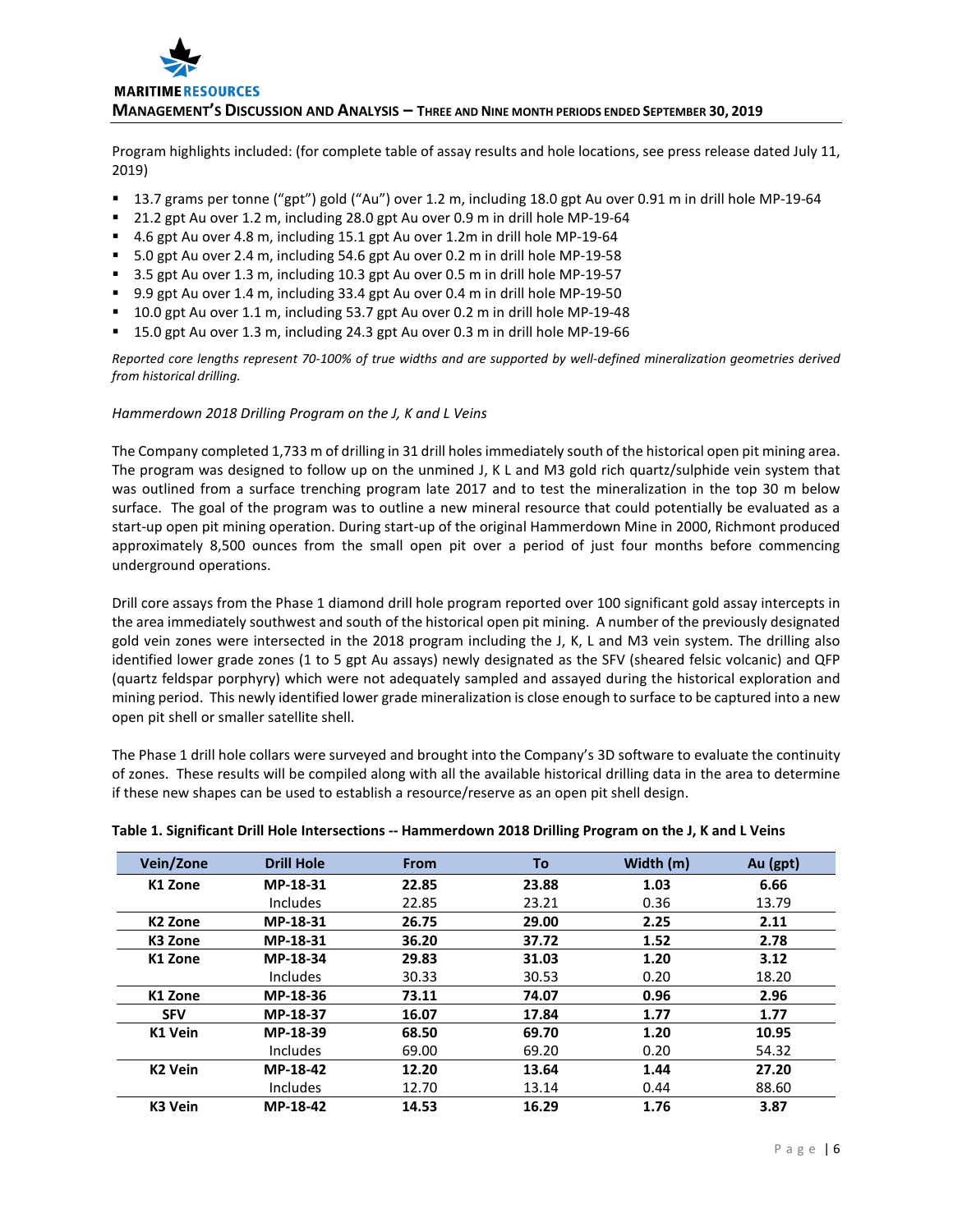Program highlights included: (for complete table of assay results and hole locations, see press release dated July 11, 2019)

- 13.7 grams per tonne ("gpt") gold ("Au") over 1.2 m, including 18.0 gpt Au over 0.91 m in drill hole MP-19-64
- 21.2 gpt Au over 1.2 m, including 28.0 gpt Au over 0.9 m in drill hole MP-19-64
- 4.6 gpt Au over 4.8 m, including 15.1 gpt Au over 1.2m in drill hole MP-19-64
- 5.0 gpt Au over 2.4 m, including 54.6 gpt Au over 0.2 m in drill hole MP-19-58
- 3.5 gpt Au over 1.3 m, including 10.3 gpt Au over 0.5 m in drill hole MP-19-57
- 9.9 gpt Au over 1.4 m, including 33.4 gpt Au over 0.4 m in drill hole MP-19-50
- 10.0 gpt Au over 1.1 m, including 53.7 gpt Au over 0.2 m in drill hole MP-19-48
- 15.0 gpt Au over 1.3 m, including 24.3 gpt Au over 0.3 m in drill hole MP-19-66

*Reported core lengths represent 70-100% of true widths and are supported by well-defined mineralization geometries derived from historical drilling.*

*Hammerdown 2018 Drilling Program on the J, K and L Veins*

The Company completed 1,733 m of drilling in 31 drill holes immediately south of the historical open pit mining area. The program was designed to follow up on the unmined J, K L and M3 gold rich quartz/sulphide vein system that was outlined from a surface trenching program late 2017 and to test the mineralization in the top 30 m below surface. The goal of the program was to outline a new mineral resource that could potentially be evaluated as a start-up open pit mining operation. During start-up of the original Hammerdown Mine in 2000, Richmont produced approximately 8,500 ounces from the small open pit over a period of just four months before commencing underground operations.

Drill core assays from the Phase 1 diamond drill hole program reported over 100 significant gold assay intercepts in the area immediately southwest and south of the historical open pit mining. A number of the previously designated gold vein zones were intersected in the 2018 program including the J, K, L and M3 vein system. The drilling also identified lower grade zones (1 to 5 gpt Au assays) newly designated as the SFV (sheared felsic volcanic) and QFP (quartz feldspar porphyry) which were not adequately sampled and assayed during the historical exploration and mining period. This newly identified lower grade mineralization is close enough to surface to be captured into a new open pit shell or smaller satellite shell.

The Phase 1 drill hole collars were surveyed and brought into the Company's 3D software to evaluate the continuity of zones. These results will be compiled along with all the available historical drilling data in the area to determine if these new shapes can be used to establish a resource/reserve as an open pit shell design.

**Table 1. Significant Drill Hole Intersections -- Hammerdown 2018 Drilling Program on the J, K and L Veins**

| Vein/Zone | Drill Hole | From | To | Width (m) | Au (gpt) |
|---|---|---|---|---|---|
| **K1 Zone** | **MP-18-31** | **22.85** | **23.88** | **1.03** | **6.66** |
| | Includes | 22.85 | 23.21 | 0.36 | 13.79 |
| **K2 Zone** | **MP-18-31** | **26.75** | **29.00** | **2.25** | **2.11** |
| **K3 Zone** | **MP-18-31** | **36.20** | **37.72** | **1.52** | **2.78** |
| **K1 Zone** | **MP-18-34** | **29.83** | **31.03** | **1.20** | **3.12** |
| | Includes | 30.33 | 30.53 | 0.20 | 18.20 |
| **K1 Zone** | **MP-18-36** | **73.11** | **74.07** | **0.96** | **2.96** |
| **SFV** | **MP-18-37** | **16.07** | **17.84** | **1.77** | **1.77** |
| **K1 Vein** | **MP-18-39** | **68.50** | **69.70** | **1.20** | **10.95** |
| | Includes | 69.00 | 69.20 | 0.20 | 54.32 |
| **K2 Vein** | **MP-18-42** | **12.20** | **13.64** | **1.44** | **27.20** |
| | Includes | 12.70 | 13.14 | 0.44 | 88.60 |
| **K3 Vein** | **MP-18-42** | **14.53** | **16.29** | **1.76** | **3.87** |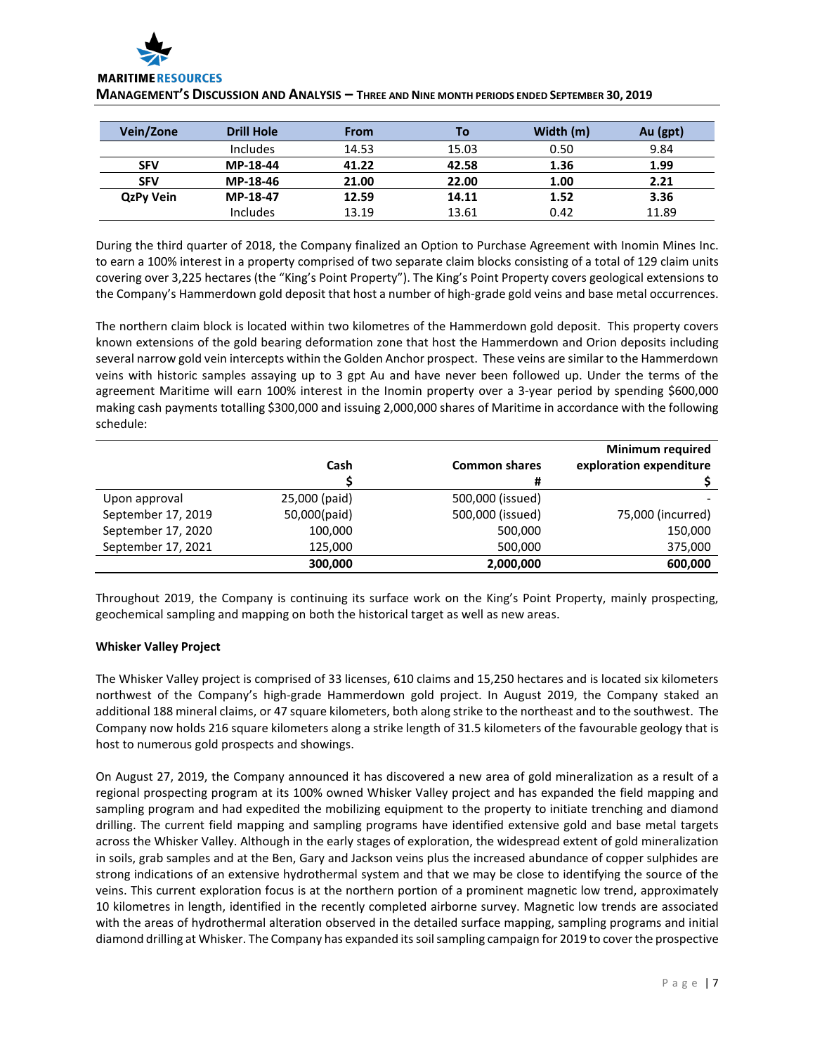| Vein/Zone | Drill Hole | From | To | Width (m) | Au (gpt) |
|---|---|---|---|---|---|
| | Includes | 14.53 | 15.03 | 0.50 | 9.84 |
| **SFV** | **MP-18-44** | **41.22** | **42.58** | **1.36** | **1.99** |
| **SFV** | **MP-18-46** | **21.00** | **22.00** | **1.00** | **2.21** |
| **QzPy Vein** | **MP-18-47** | **12.59** | **14.11** | **1.52** | **3.36** |
| | Includes | 13.19 | 13.61 | 0.42 | 11.89 |

During the third quarter of 2018, the Company finalized an Option to Purchase Agreement with Inomin Mines Inc. to earn a 100% interest in a property comprised of two separate claim blocks consisting of a total of 129 claim units covering over 3,225 hectares (the "King's Point Property"). The King's Point Property covers geological extensions to the Company's Hammerdown gold deposit that host a number of high-grade gold veins and base metal occurrences.

The northern claim block is located within two kilometres of the Hammerdown gold deposit. This property covers known extensions of the gold bearing deformation zone that host the Hammerdown and Orion deposits including several narrow gold vein intercepts within the Golden Anchor prospect. These veins are similar to the Hammerdown veins with historic samples assaying up to 3 gpt Au and have never been followed up. Under the terms of the agreement Maritime will earn 100% interest in the Inomin property over a 3-year period by spending $600,000 making cash payments totalling $300,000 and issuing 2,000,000 shares of Maritime in accordance with the following schedule:

| | Cash<br>$ | Common shares<br># | Minimum required exploration expenditure<br>$ |
|---|---|---|---|
| Upon approval | 25,000 (paid) | 500,000 (issued) | - |
| September 17, 2019 | 50,000(paid) | 500,000 (issued) | 75,000 (incurred) |
| September 17, 2020 | 100,000 | 500,000 | 150,000 |
| September 17, 2021 | 125,000 | 500,000 | 375,000 |
| | **300,000** | **2,000,000** | **600,000** |

Throughout 2019, the Company is continuing its surface work on the King's Point Property, mainly prospecting, geochemical sampling and mapping on both the historical target as well as new areas.

**Whisker Valley Project**

The Whisker Valley project is comprised of 33 licenses, 610 claims and 15,250 hectares and is located six kilometers northwest of the Company's high-grade Hammerdown gold project. In August 2019, the Company staked an additional 188 mineral claims, or 47 square kilometers, both along strike to the northeast and to the southwest. The Company now holds 216 square kilometers along a strike length of 31.5 kilometers of the favourable geology that is host to numerous gold prospects and showings.

On August 27, 2019, the Company announced it has discovered a new area of gold mineralization as a result of a regional prospecting program at its 100% owned Whisker Valley project and has expanded the field mapping and sampling program and had expedited the mobilizing equipment to the property to initiate trenching and diamond drilling. The current field mapping and sampling programs have identified extensive gold and base metal targets across the Whisker Valley. Although in the early stages of exploration, the widespread extent of gold mineralization in soils, grab samples and at the Ben, Gary and Jackson veins plus the increased abundance of copper sulphides are strong indications of an extensive hydrothermal system and that we may be close to identifying the source of the veins. This current exploration focus is at the northern portion of a prominent magnetic low trend, approximately 10 kilometres in length, identified in the recently completed airborne survey. Magnetic low trends are associated with the areas of hydrothermal alteration observed in the detailed surface mapping, sampling programs and initial diamond drilling at Whisker. The Company has expanded its soil sampling campaign for 2019 to cover the prospective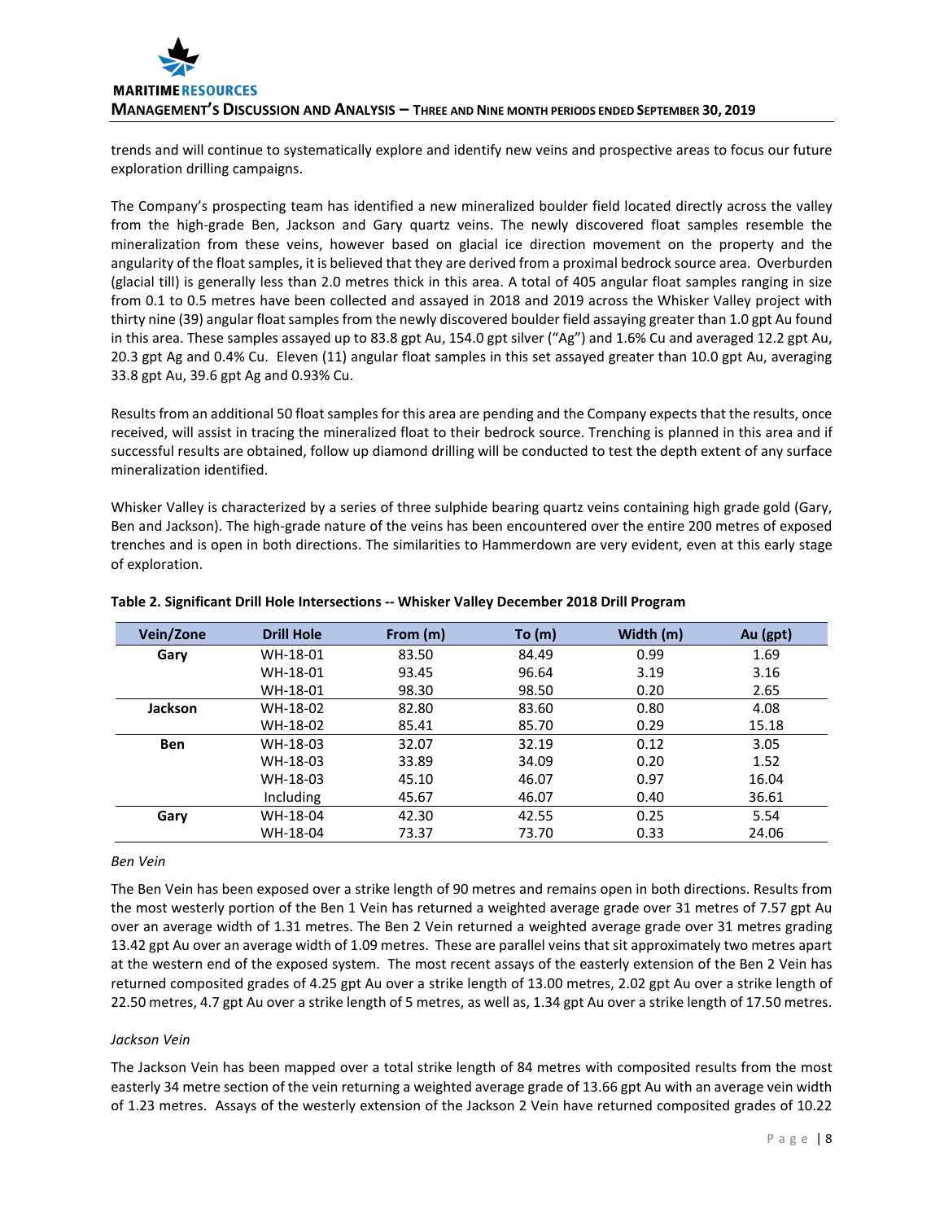trends and will continue to systematically explore and identify new veins and prospective areas to focus our future exploration drilling campaigns.

The Company's prospecting team has identified a new mineralized boulder field located directly across the valley from the high-grade Ben, Jackson and Gary quartz veins. The newly discovered float samples resemble the mineralization from these veins, however based on glacial ice direction movement on the property and the angularity of the float samples, it is believed that they are derived from a proximal bedrock source area. Overburden (glacial till) is generally less than 2.0 metres thick in this area. A total of 405 angular float samples ranging in size from 0.1 to 0.5 metres have been collected and assayed in 2018 and 2019 across the Whisker Valley project with thirty nine (39) angular float samples from the newly discovered boulder field assaying greater than 1.0 gpt Au found in this area. These samples assayed up to 83.8 gpt Au, 154.0 gpt silver ("Ag") and 1.6% Cu and averaged 12.2 gpt Au, 20.3 gpt Ag and 0.4% Cu. Eleven (11) angular float samples in this set assayed greater than 10.0 gpt Au, averaging 33.8 gpt Au, 39.6 gpt Ag and 0.93% Cu.

Results from an additional 50 float samples for this area are pending and the Company expects that the results, once received, will assist in tracing the mineralized float to their bedrock source. Trenching is planned in this area and if successful results are obtained, follow up diamond drilling will be conducted to test the depth extent of any surface mineralization identified.

Whisker Valley is characterized by a series of three sulphide bearing quartz veins containing high grade gold (Gary, Ben and Jackson). The high-grade nature of the veins has been encountered over the entire 200 metres of exposed trenches and is open in both directions. The similarities to Hammerdown are very evident, even at this early stage of exploration.

**Table 2. Significant Drill Hole Intersections -- Whisker Valley December 2018 Drill Program**

| Vein/Zone | Drill Hole | From (m) | To (m) | Width (m) | Au (gpt) |
|---|---|---|---|---|---|
| **Gary** | WH-18-01 | 83.50 | 84.49 | 0.99 | 1.69 |
| | WH-18-01 | 93.45 | 96.64 | 3.19 | 3.16 |
| | WH-18-01 | 98.30 | 98.50 | 0.20 | 2.65 |
| **Jackson** | WH-18-02 | 82.80 | 83.60 | 0.80 | 4.08 |
| | WH-18-02 | 85.41 | 85.70 | 0.29 | 15.18 |
| **Ben** | WH-18-03 | 32.07 | 32.19 | 0.12 | 3.05 |
| | WH-18-03 | 33.89 | 34.09 | 0.20 | 1.52 |
| | WH-18-03 | 45.10 | 46.07 | 0.97 | 16.04 |
| | Including | 45.67 | 46.07 | 0.40 | 36.61 |
| **Gary** | WH-18-04 | 42.30 | 42.55 | 0.25 | 5.54 |
| | WH-18-04 | 73.37 | 73.70 | 0.33 | 24.06 |

*Ben Vein*

The Ben Vein has been exposed over a strike length of 90 metres and remains open in both directions. Results from the most westerly portion of the Ben 1 Vein has returned a weighted average grade over 31 metres of 7.57 gpt Au over an average width of 1.31 metres. The Ben 2 Vein returned a weighted average grade over 31 metres grading 13.42 gpt Au over an average width of 1.09 metres. These are parallel veins that sit approximately two metres apart at the western end of the exposed system. The most recent assays of the easterly extension of the Ben 2 Vein has returned composited grades of 4.25 gpt Au over a strike length of 13.00 metres, 2.02 gpt Au over a strike length of 22.50 metres, 4.7 gpt Au over a strike length of 5 metres, as well as, 1.34 gpt Au over a strike length of 17.50 metres.

*Jackson Vein*

The Jackson Vein has been mapped over a total strike length of 84 metres with composited results from the most easterly 34 metre section of the vein returning a weighted average grade of 13.66 gpt Au with an average vein width of 1.23 metres. Assays of the westerly extension of the Jackson 2 Vein have returned composited grades of 10.22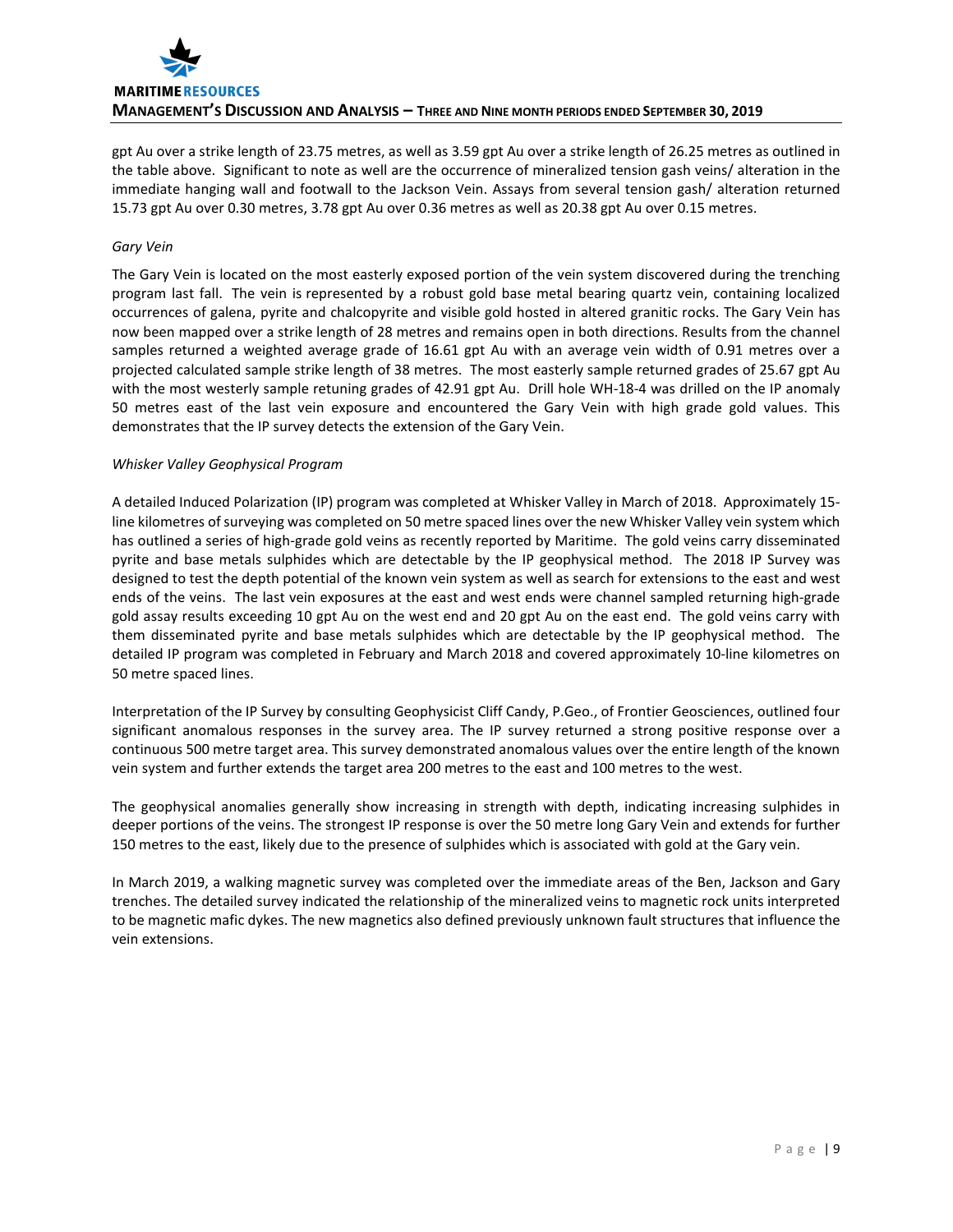gpt Au over a strike length of 23.75 metres, as well as 3.59 gpt Au over a strike length of 26.25 metres as outlined in the table above. Significant to note as well are the occurrence of mineralized tension gash veins/ alteration in the immediate hanging wall and footwall to the Jackson Vein. Assays from several tension gash/ alteration returned 15.73 gpt Au over 0.30 metres, 3.78 gpt Au over 0.36 metres as well as 20.38 gpt Au over 0.15 metres.

*Gary Vein*

The Gary Vein is located on the most easterly exposed portion of the vein system discovered during the trenching program last fall. The vein is represented by a robust gold base metal bearing quartz vein, containing localized occurrences of galena, pyrite and chalcopyrite and visible gold hosted in altered granitic rocks. The Gary Vein has now been mapped over a strike length of 28 metres and remains open in both directions. Results from the channel samples returned a weighted average grade of 16.61 gpt Au with an average vein width of 0.91 metres over a projected calculated sample strike length of 38 metres. The most easterly sample returned grades of 25.67 gpt Au with the most westerly sample retuning grades of 42.91 gpt Au. Drill hole WH-18-4 was drilled on the IP anomaly 50 metres east of the last vein exposure and encountered the Gary Vein with high grade gold values. This demonstrates that the IP survey detects the extension of the Gary Vein.

*Whisker Valley Geophysical Program*

A detailed Induced Polarization (IP) program was completed at Whisker Valley in March of 2018. Approximately 15-line kilometres of surveying was completed on 50 metre spaced lines over the new Whisker Valley vein system which has outlined a series of high-grade gold veins as recently reported by Maritime. The gold veins carry disseminated pyrite and base metals sulphides which are detectable by the IP geophysical method. The 2018 IP Survey was designed to test the depth potential of the known vein system as well as search for extensions to the east and west ends of the veins. The last vein exposures at the east and west ends were channel sampled returning high-grade gold assay results exceeding 10 gpt Au on the west end and 20 gpt Au on the east end. The gold veins carry with them disseminated pyrite and base metals sulphides which are detectable by the IP geophysical method. The detailed IP program was completed in February and March 2018 and covered approximately 10-line kilometres on 50 metre spaced lines.

Interpretation of the IP Survey by consulting Geophysicist Cliff Candy, P.Geo., of Frontier Geosciences, outlined four significant anomalous responses in the survey area. The IP survey returned a strong positive response over a continuous 500 metre target area. This survey demonstrated anomalous values over the entire length of the known vein system and further extends the target area 200 metres to the east and 100 metres to the west.

The geophysical anomalies generally show increasing in strength with depth, indicating increasing sulphides in deeper portions of the veins. The strongest IP response is over the 50 metre long Gary Vein and extends for further 150 metres to the east, likely due to the presence of sulphides which is associated with gold at the Gary vein.

In March 2019, a walking magnetic survey was completed over the immediate areas of the Ben, Jackson and Gary trenches. The detailed survey indicated the relationship of the mineralized veins to magnetic rock units interpreted to be magnetic mafic dykes. The new magnetics also defined previously unknown fault structures that influence the vein extensions.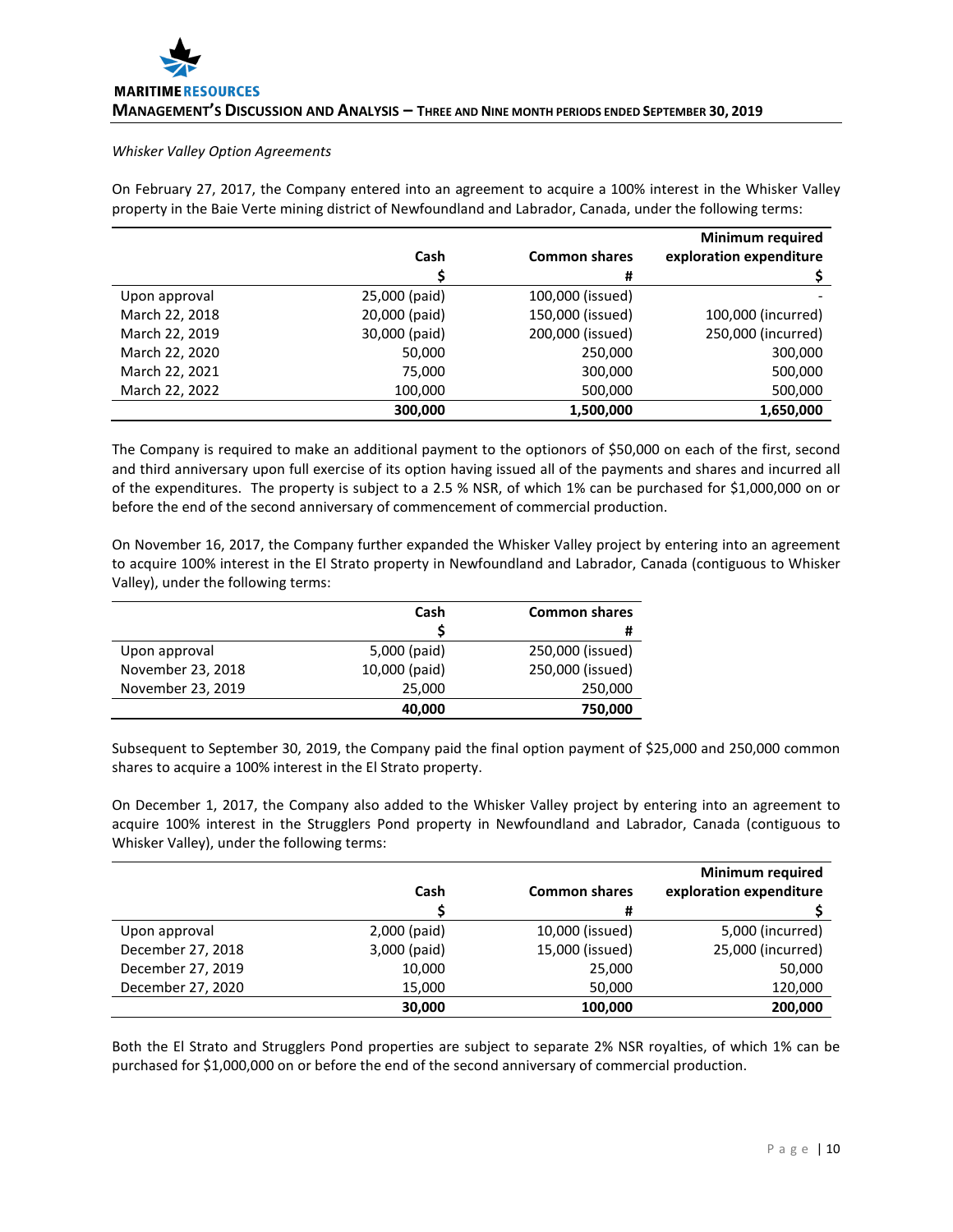*Whisker Valley Option Agreements*

On February 27, 2017, the Company entered into an agreement to acquire a 100% interest in the Whisker Valley property in the Baie Verte mining district of Newfoundland and Labrador, Canada, under the following terms:

| | Cash | Common shares | Minimum required exploration expenditure |
|---|---|---|---|
| | $ | # | $ |
| Upon approval | 25,000 (paid) | 100,000 (issued) | - |
| March 22, 2018 | 20,000 (paid) | 150,000 (issued) | 100,000 (incurred) |
| March 22, 2019 | 30,000 (paid) | 200,000 (issued) | 250,000 (incurred) |
| March 22, 2020 | 50,000 | 250,000 | 300,000 |
| March 22, 2021 | 75,000 | 300,000 | 500,000 |
| March 22, 2022 | 100,000 | 500,000 | 500,000 |
| | **300,000** | **1,500,000** | **1,650,000** |

The Company is required to make an additional payment to the optionors of $50,000 on each of the first, second and third anniversary upon full exercise of its option having issued all of the payments and shares and incurred all of the expenditures. The property is subject to a 2.5 % NSR, of which 1% can be purchased for $1,000,000 on or before the end of the second anniversary of commencement of commercial production.

On November 16, 2017, the Company further expanded the Whisker Valley project by entering into an agreement to acquire 100% interest in the El Strato property in Newfoundland and Labrador, Canada (contiguous to Whisker Valley), under the following terms:

| | Cash | Common shares |
|---|---|---|
| | $ | # |
| Upon approval | 5,000 (paid) | 250,000 (issued) |
| November 23, 2018 | 10,000 (paid) | 250,000 (issued) |
| November 23, 2019 | 25,000 | 250,000 |
| | **40,000** | **750,000** |

Subsequent to September 30, 2019, the Company paid the final option payment of $25,000 and 250,000 common shares to acquire a 100% interest in the El Strato property.

On December 1, 2017, the Company also added to the Whisker Valley project by entering into an agreement to acquire 100% interest in the Strugglers Pond property in Newfoundland and Labrador, Canada (contiguous to Whisker Valley), under the following terms:

| | Cash | Common shares | Minimum required exploration expenditure |
|---|---|---|---|
| | $ | # | $ |
| Upon approval | 2,000 (paid) | 10,000 (issued) | 5,000 (incurred) |
| December 27, 2018 | 3,000 (paid) | 15,000 (issued) | 25,000 (incurred) |
| December 27, 2019 | 10,000 | 25,000 | 50,000 |
| December 27, 2020 | 15,000 | 50,000 | 120,000 |
| | **30,000** | **100,000** | **200,000** |

Both the El Strato and Strugglers Pond properties are subject to separate 2% NSR royalties, of which 1% can be purchased for $1,000,000 on or before the end of the second anniversary of commercial production.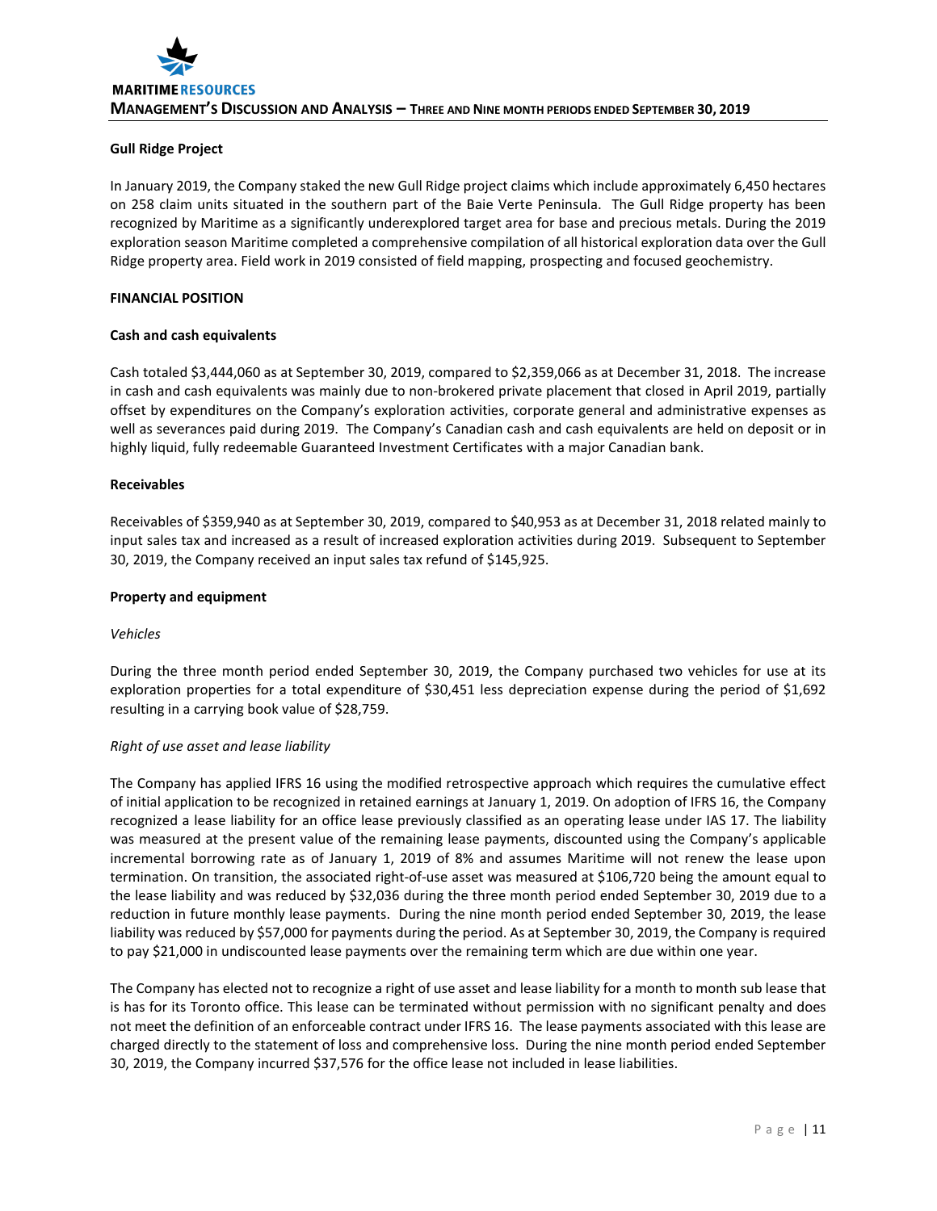**Gull Ridge Project**

In January 2019, the Company staked the new Gull Ridge project claims which include approximately 6,450 hectares on 258 claim units situated in the southern part of the Baie Verte Peninsula. The Gull Ridge property has been recognized by Maritime as a significantly underexplored target area for base and precious metals. During the 2019 exploration season Maritime completed a comprehensive compilation of all historical exploration data over the Gull Ridge property area. Field work in 2019 consisted of field mapping, prospecting and focused geochemistry.

**FINANCIAL POSITION**

**Cash and cash equivalents**

Cash totaled $3,444,060 as at September 30, 2019, compared to $2,359,066 as at December 31, 2018. The increase in cash and cash equivalents was mainly due to non-brokered private placement that closed in April 2019, partially offset by expenditures on the Company's exploration activities, corporate general and administrative expenses as well as severances paid during 2019. The Company's Canadian cash and cash equivalents are held on deposit or in highly liquid, fully redeemable Guaranteed Investment Certificates with a major Canadian bank.

**Receivables**

Receivables of $359,940 as at September 30, 2019, compared to $40,953 as at December 31, 2018 related mainly to input sales tax and increased as a result of increased exploration activities during 2019. Subsequent to September 30, 2019, the Company received an input sales tax refund of $145,925.

**Property and equipment**

*Vehicles*

During the three month period ended September 30, 2019, the Company purchased two vehicles for use at its exploration properties for a total expenditure of $30,451 less depreciation expense during the period of $1,692 resulting in a carrying book value of $28,759.

*Right of use asset and lease liability*

The Company has applied IFRS 16 using the modified retrospective approach which requires the cumulative effect of initial application to be recognized in retained earnings at January 1, 2019. On adoption of IFRS 16, the Company recognized a lease liability for an office lease previously classified as an operating lease under IAS 17. The liability was measured at the present value of the remaining lease payments, discounted using the Company's applicable incremental borrowing rate as of January 1, 2019 of 8% and assumes Maritime will not renew the lease upon termination. On transition, the associated right-of-use asset was measured at $106,720 being the amount equal to the lease liability and was reduced by $32,036 during the three month period ended September 30, 2019 due to a reduction in future monthly lease payments. During the nine month period ended September 30, 2019, the lease liability was reduced by $57,000 for payments during the period. As at September 30, 2019, the Company is required to pay $21,000 in undiscounted lease payments over the remaining term which are due within one year.

The Company has elected not to recognize a right of use asset and lease liability for a month to month sub lease that is has for its Toronto office. This lease can be terminated without permission with no significant penalty and does not meet the definition of an enforceable contract under IFRS 16. The lease payments associated with this lease are charged directly to the statement of loss and comprehensive loss. During the nine month period ended September 30, 2019, the Company incurred $37,576 for the office lease not included in lease liabilities.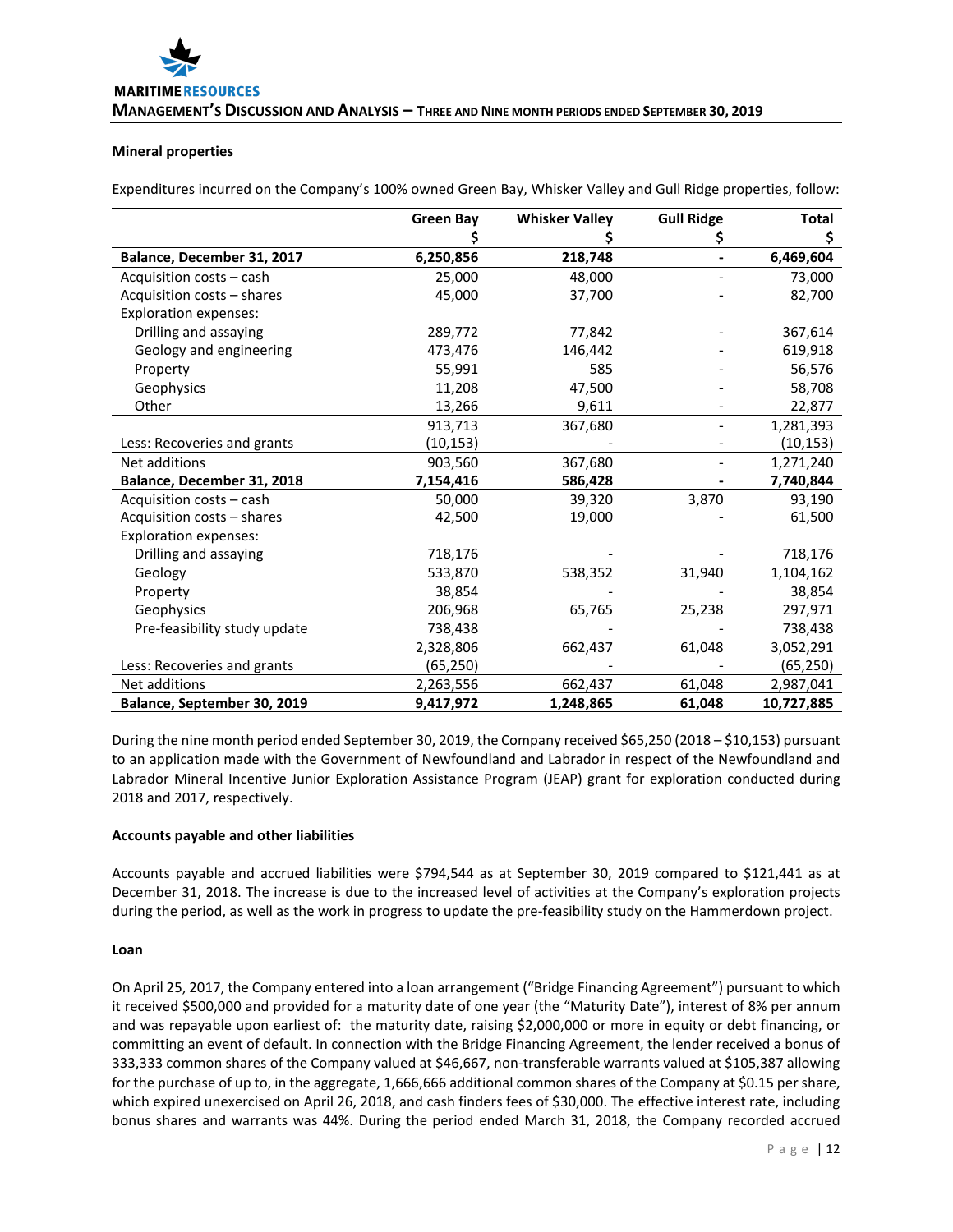**Mineral properties**

Expenditures incurred on the Company's 100% owned Green Bay, Whisker Valley and Gull Ridge properties, follow:

| | Green Bay<br>$ | Whisker Valley<br>$ | Gull Ridge<br>$ | Total<br>$ |
|---|---|---|---|---|
| **Balance, December 31, 2017** | **6,250,856** | **218,748** | **-** | **6,469,604** |
| Acquisition costs – cash | 25,000 | 48,000 | - | 73,000 |
| Acquisition costs – shares | 45,000 | 37,700 | - | 82,700 |
| Exploration expenses: | | | | |
| Drilling and assaying | 289,772 | 77,842 | - | 367,614 |
| Geology and engineering | 473,476 | 146,442 | - | 619,918 |
| Property | 55,991 | 585 | - | 56,576 |
| Geophysics | 11,208 | 47,500 | - | 58,708 |
| Other | 13,266 | 9,611 | - | 22,877 |
| | 913,713 | 367,680 | - | 1,281,393 |
| Less: Recoveries and grants | (10,153) | - | - | (10,153) |
| Net additions | 903,560 | 367,680 | - | 1,271,240 |
| **Balance, December 31, 2018** | **7,154,416** | **586,428** | **-** | **7,740,844** |
| Acquisition costs – cash | 50,000 | 39,320 | 3,870 | 93,190 |
| Acquisition costs – shares | 42,500 | 19,000 | - | 61,500 |
| Exploration expenses: | | | | |
| Drilling and assaying | 718,176 | - | - | 718,176 |
| Geology | 533,870 | 538,352 | 31,940 | 1,104,162 |
| Property | 38,854 | - | - | 38,854 |
| Geophysics | 206,968 | 65,765 | 25,238 | 297,971 |
| Pre-feasibility study update | 738,438 | - | - | 738,438 |
| | 2,328,806 | 662,437 | 61,048 | 3,052,291 |
| Less: Recoveries and grants | (65,250) | - | - | (65,250) |
| Net additions | 2,263,556 | 662,437 | 61,048 | 2,987,041 |
| **Balance, September 30, 2019** | **9,417,972** | **1,248,865** | **61,048** | **10,727,885** |

During the nine month period ended September 30, 2019, the Company received $65,250 (2018 – $10,153) pursuant to an application made with the Government of Newfoundland and Labrador in respect of the Newfoundland and Labrador Mineral Incentive Junior Exploration Assistance Program (JEAP) grant for exploration conducted during 2018 and 2017, respectively.

**Accounts payable and other liabilities**

Accounts payable and accrued liabilities were $794,544 as at September 30, 2019 compared to $121,441 as at December 31, 2018. The increase is due to the increased level of activities at the Company's exploration projects during the period, as well as the work in progress to update the pre-feasibility study on the Hammerdown project.

**Loan**

On April 25, 2017, the Company entered into a loan arrangement ("Bridge Financing Agreement") pursuant to which it received $500,000 and provided for a maturity date of one year (the "Maturity Date"), interest of 8% per annum and was repayable upon earliest of: the maturity date, raising $2,000,000 or more in equity or debt financing, or committing an event of default. In connection with the Bridge Financing Agreement, the lender received a bonus of 333,333 common shares of the Company valued at $46,667, non-transferable warrants valued at $105,387 allowing for the purchase of up to, in the aggregate, 1,666,666 additional common shares of the Company at $0.15 per share, which expired unexercised on April 26, 2018, and cash finders fees of $30,000. The effective interest rate, including bonus shares and warrants was 44%. During the period ended March 31, 2018, the Company recorded accrued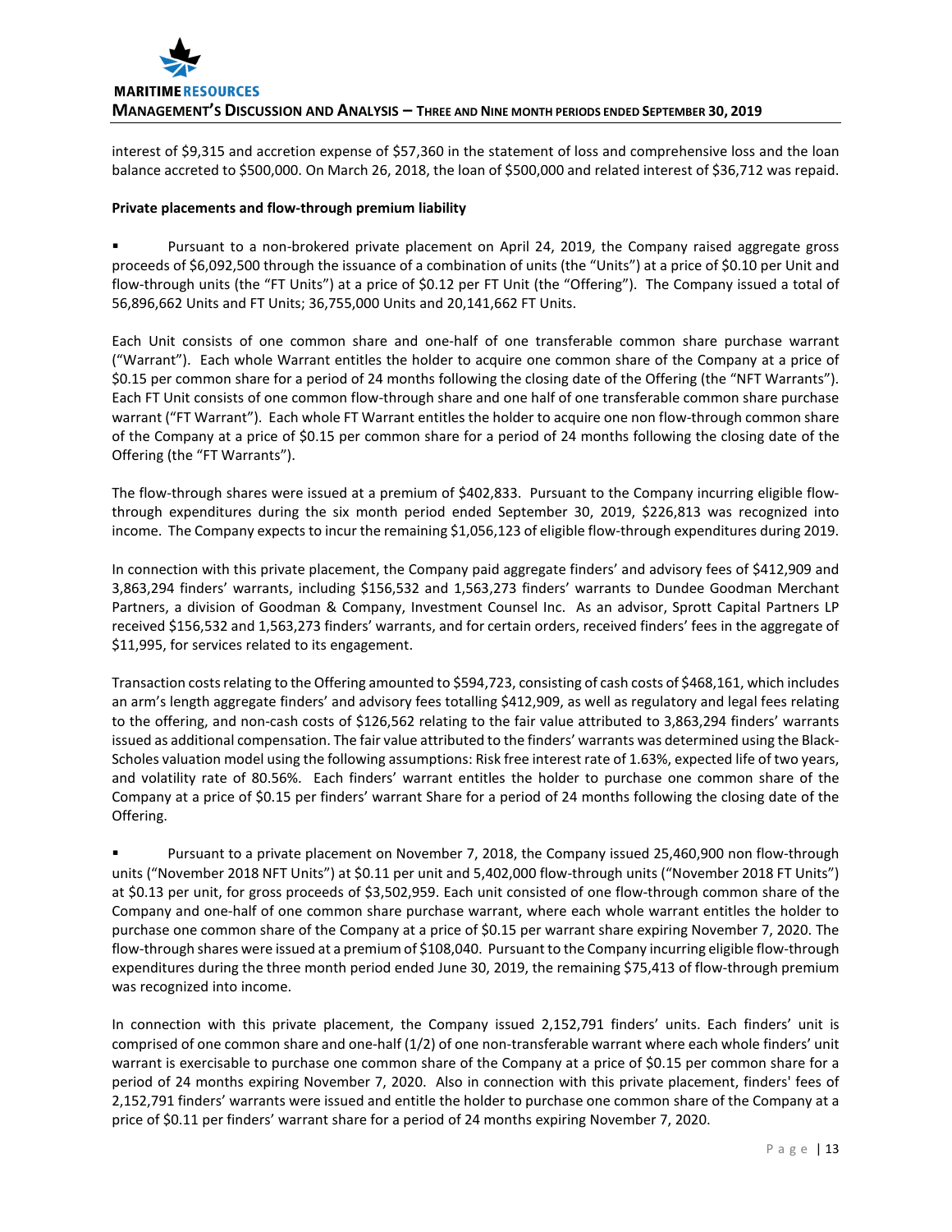interest of $9,315 and accretion expense of $57,360 in the statement of loss and comprehensive loss and the loan balance accreted to $500,000. On March 26, 2018, the loan of $500,000 and related interest of $36,712 was repaid.

**Private placements and flow-through premium liability**

- Pursuant to a non-brokered private placement on April 24, 2019, the Company raised aggregate gross proceeds of $6,092,500 through the issuance of a combination of units (the "Units") at a price of $0.10 per Unit and flow-through units (the "FT Units") at a price of $0.12 per FT Unit (the "Offering"). The Company issued a total of 56,896,662 Units and FT Units; 36,755,000 Units and 20,141,662 FT Units.

Each Unit consists of one common share and one-half of one transferable common share purchase warrant ("Warrant"). Each whole Warrant entitles the holder to acquire one common share of the Company at a price of $0.15 per common share for a period of 24 months following the closing date of the Offering (the "NFT Warrants"). Each FT Unit consists of one common flow-through share and one half of one transferable common share purchase warrant ("FT Warrant"). Each whole FT Warrant entitles the holder to acquire one non flow-through common share of the Company at a price of $0.15 per common share for a period of 24 months following the closing date of the Offering (the "FT Warrants").

The flow-through shares were issued at a premium of $402,833. Pursuant to the Company incurring eligible flow-through expenditures during the six month period ended September 30, 2019, $226,813 was recognized into income. The Company expects to incur the remaining $1,056,123 of eligible flow-through expenditures during 2019.

In connection with this private placement, the Company paid aggregate finders' and advisory fees of $412,909 and 3,863,294 finders' warrants, including $156,532 and 1,563,273 finders' warrants to Dundee Goodman Merchant Partners, a division of Goodman & Company, Investment Counsel Inc. As an advisor, Sprott Capital Partners LP received $156,532 and 1,563,273 finders' warrants, and for certain orders, received finders' fees in the aggregate of $11,995, for services related to its engagement.

Transaction costs relating to the Offering amounted to $594,723, consisting of cash costs of $468,161, which includes an arm's length aggregate finders' and advisory fees totalling $412,909, as well as regulatory and legal fees relating to the offering, and non-cash costs of $126,562 relating to the fair value attributed to 3,863,294 finders' warrants issued as additional compensation. The fair value attributed to the finders' warrants was determined using the Black-Scholes valuation model using the following assumptions: Risk free interest rate of 1.63%, expected life of two years, and volatility rate of 80.56%. Each finders' warrant entitles the holder to purchase one common share of the Company at a price of $0.15 per finders' warrant Share for a period of 24 months following the closing date of the Offering.

- Pursuant to a private placement on November 7, 2018, the Company issued 25,460,900 non flow-through units ("November 2018 NFT Units") at $0.11 per unit and 5,402,000 flow-through units ("November 2018 FT Units") at $0.13 per unit, for gross proceeds of $3,502,959. Each unit consisted of one flow-through common share of the Company and one-half of one common share purchase warrant, where each whole warrant entitles the holder to purchase one common share of the Company at a price of $0.15 per warrant share expiring November 7, 2020. The flow-through shares were issued at a premium of $108,040. Pursuant to the Company incurring eligible flow-through expenditures during the three month period ended June 30, 2019, the remaining $75,413 of flow-through premium was recognized into income.

In connection with this private placement, the Company issued 2,152,791 finders' units. Each finders' unit is comprised of one common share and one-half (1/2) of one non-transferable warrant where each whole finders' unit warrant is exercisable to purchase one common share of the Company at a price of $0.15 per common share for a period of 24 months expiring November 7, 2020. Also in connection with this private placement, finders' fees of 2,152,791 finders' warrants were issued and entitle the holder to purchase one common share of the Company at a price of $0.11 per finders' warrant share for a period of 24 months expiring November 7, 2020.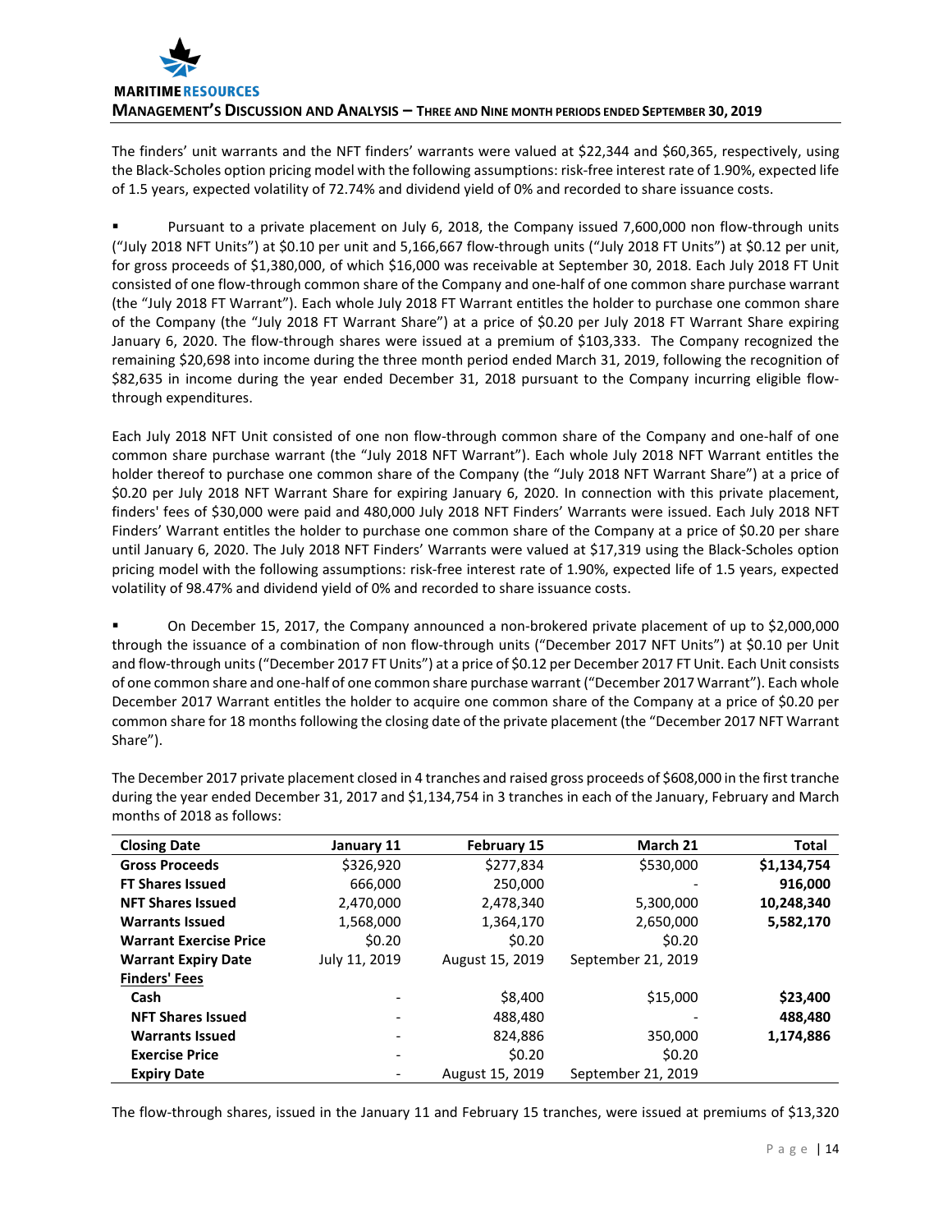The finders' unit warrants and the NFT finders' warrants were valued at $22,344 and $60,365, respectively, using the Black-Scholes option pricing model with the following assumptions: risk-free interest rate of 1.90%, expected life of 1.5 years, expected volatility of 72.74% and dividend yield of 0% and recorded to share issuance costs.

- Pursuant to a private placement on July 6, 2018, the Company issued 7,600,000 non flow-through units ("July 2018 NFT Units") at $0.10 per unit and 5,166,667 flow-through units ("July 2018 FT Units") at $0.12 per unit, for gross proceeds of $1,380,000, of which $16,000 was receivable at September 30, 2018. Each July 2018 FT Unit consisted of one flow-through common share of the Company and one-half of one common share purchase warrant (the "July 2018 FT Warrant"). Each whole July 2018 FT Warrant entitles the holder to purchase one common share of the Company (the "July 2018 FT Warrant Share") at a price of $0.20 per July 2018 FT Warrant Share expiring January 6, 2020. The flow-through shares were issued at a premium of $103,333. The Company recognized the remaining $20,698 into income during the three month period ended March 31, 2019, following the recognition of $82,635 in income during the year ended December 31, 2018 pursuant to the Company incurring eligible flow-through expenditures.

Each July 2018 NFT Unit consisted of one non flow-through common share of the Company and one-half of one common share purchase warrant (the "July 2018 NFT Warrant"). Each whole July 2018 NFT Warrant entitles the holder thereof to purchase one common share of the Company (the "July 2018 NFT Warrant Share") at a price of $0.20 per July 2018 NFT Warrant Share for expiring January 6, 2020. In connection with this private placement, finders' fees of $30,000 were paid and 480,000 July 2018 NFT Finders' Warrants were issued. Each July 2018 NFT Finders' Warrant entitles the holder to purchase one common share of the Company at a price of $0.20 per share until January 6, 2020. The July 2018 NFT Finders' Warrants were valued at $17,319 using the Black-Scholes option pricing model with the following assumptions: risk-free interest rate of 1.90%, expected life of 1.5 years, expected volatility of 98.47% and dividend yield of 0% and recorded to share issuance costs.

- On December 15, 2017, the Company announced a non-brokered private placement of up to $2,000,000 through the issuance of a combination of non flow-through units ("December 2017 NFT Units") at $0.10 per Unit and flow-through units ("December 2017 FT Units") at a price of $0.12 per December 2017 FT Unit. Each Unit consists of one common share and one-half of one common share purchase warrant ("December 2017 Warrant"). Each whole December 2017 Warrant entitles the holder to acquire one common share of the Company at a price of $0.20 per common share for 18 months following the closing date of the private placement (the "December 2017 NFT Warrant Share").

The December 2017 private placement closed in 4 tranches and raised gross proceeds of $608,000 in the first tranche during the year ended December 31, 2017 and $1,134,754 in 3 tranches in each of the January, February and March months of 2018 as follows:

| Closing Date | January 11 | February 15 | March 21 | Total |
|---|---|---|---|---|
| **Gross Proceeds** | $326,920 | $277,834 | $530,000 | **$1,134,754** |
| **FT Shares Issued** | 666,000 | 250,000 | - | **916,000** |
| **NFT Shares Issued** | 2,470,000 | 2,478,340 | 5,300,000 | **10,248,340** |
| **Warrants Issued** | 1,568,000 | 1,364,170 | 2,650,000 | **5,582,170** |
| **Warrant Exercise Price** | $0.20 | $0.20 | $0.20 | |
| **Warrant Expiry Date** | July 11, 2019 | August 15, 2019 | September 21, 2019 | |
| **Finders' Fees** | | | | |
| **Cash** | - | $8,400 | $15,000 | **$23,400** |
| **NFT Shares Issued** | - | 488,480 | - | **488,480** |
| **Warrants Issued** | - | 824,886 | 350,000 | **1,174,886** |
| **Exercise Price** | - | $0.20 | $0.20 | |
| **Expiry Date** | - | August 15, 2019 | September 21, 2019 | |

The flow-through shares, issued in the January 11 and February 15 tranches, were issued at premiums of $13,320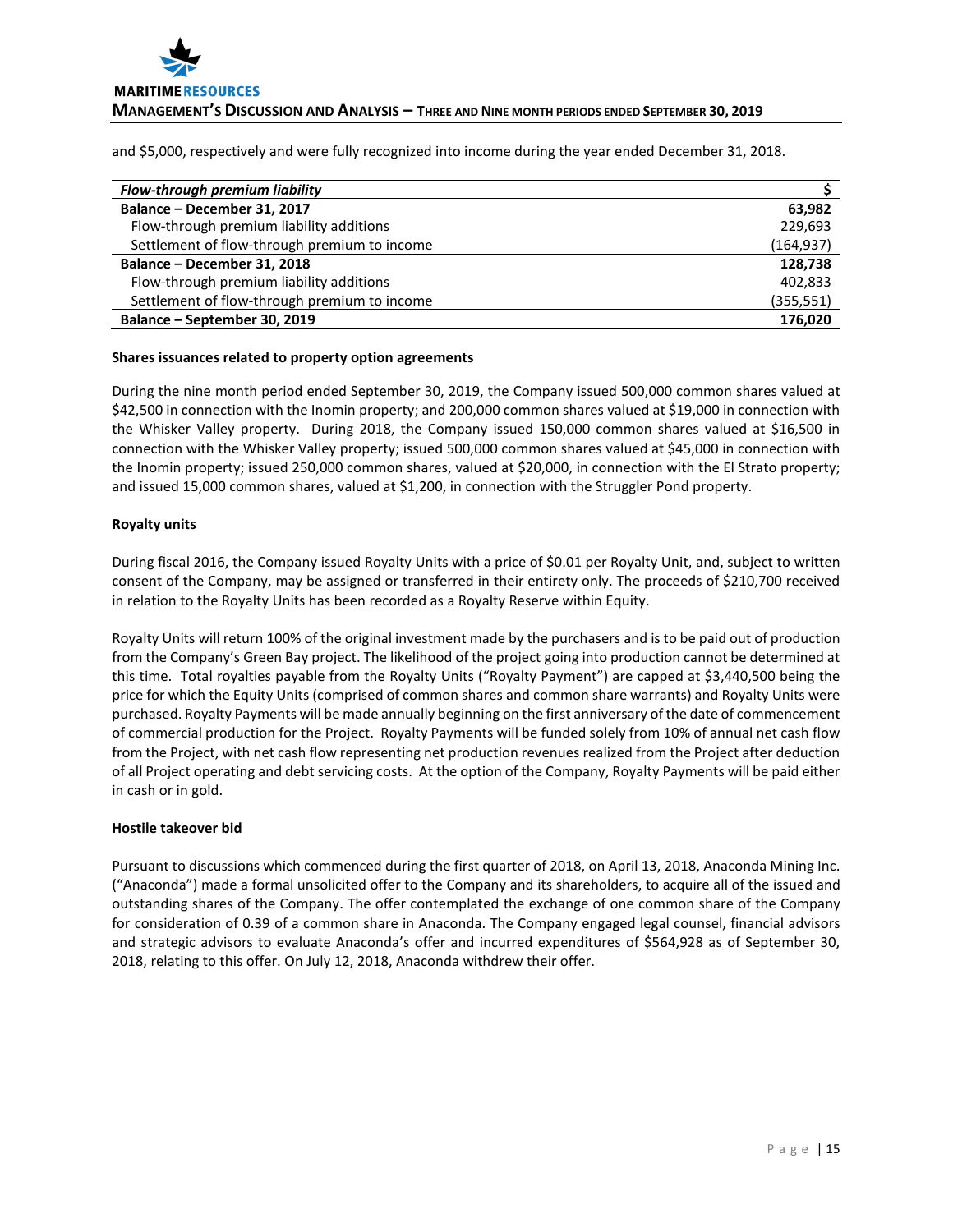and $5,000, respectively and were fully recognized into income during the year ended December 31, 2018.

| *Flow-through premium liability* | $ |
|---|---:|
| **Balance – December 31, 2017** | **63,982** |
| Flow-through premium liability additions | 229,693 |
| Settlement of flow-through premium to income | (164,937) |
| **Balance – December 31, 2018** | **128,738** |
| Flow-through premium liability additions | 402,833 |
| Settlement of flow-through premium to income | (355,551) |
| **Balance – September 30, 2019** | **176,020** |

**Shares issuances related to property option agreements**

During the nine month period ended September 30, 2019, the Company issued 500,000 common shares valued at $42,500 in connection with the Inomin property; and 200,000 common shares valued at $19,000 in connection with the Whisker Valley property. During 2018, the Company issued 150,000 common shares valued at $16,500 in connection with the Whisker Valley property; issued 500,000 common shares valued at $45,000 in connection with the Inomin property; issued 250,000 common shares, valued at $20,000, in connection with the El Strato property; and issued 15,000 common shares, valued at $1,200, in connection with the Struggler Pond property.

**Royalty units**

During fiscal 2016, the Company issued Royalty Units with a price of $0.01 per Royalty Unit, and, subject to written consent of the Company, may be assigned or transferred in their entirety only. The proceeds of $210,700 received in relation to the Royalty Units has been recorded as a Royalty Reserve within Equity.

Royalty Units will return 100% of the original investment made by the purchasers and is to be paid out of production from the Company's Green Bay project. The likelihood of the project going into production cannot be determined at this time. Total royalties payable from the Royalty Units ("Royalty Payment") are capped at $3,440,500 being the price for which the Equity Units (comprised of common shares and common share warrants) and Royalty Units were purchased. Royalty Payments will be made annually beginning on the first anniversary of the date of commencement of commercial production for the Project. Royalty Payments will be funded solely from 10% of annual net cash flow from the Project, with net cash flow representing net production revenues realized from the Project after deduction of all Project operating and debt servicing costs. At the option of the Company, Royalty Payments will be paid either in cash or in gold.

**Hostile takeover bid**

Pursuant to discussions which commenced during the first quarter of 2018, on April 13, 2018, Anaconda Mining Inc. ("Anaconda") made a formal unsolicited offer to the Company and its shareholders, to acquire all of the issued and outstanding shares of the Company. The offer contemplated the exchange of one common share of the Company for consideration of 0.39 of a common share in Anaconda. The Company engaged legal counsel, financial advisors and strategic advisors to evaluate Anaconda's offer and incurred expenditures of $564,928 as of September 30, 2018, relating to this offer. On July 12, 2018, Anaconda withdrew their offer.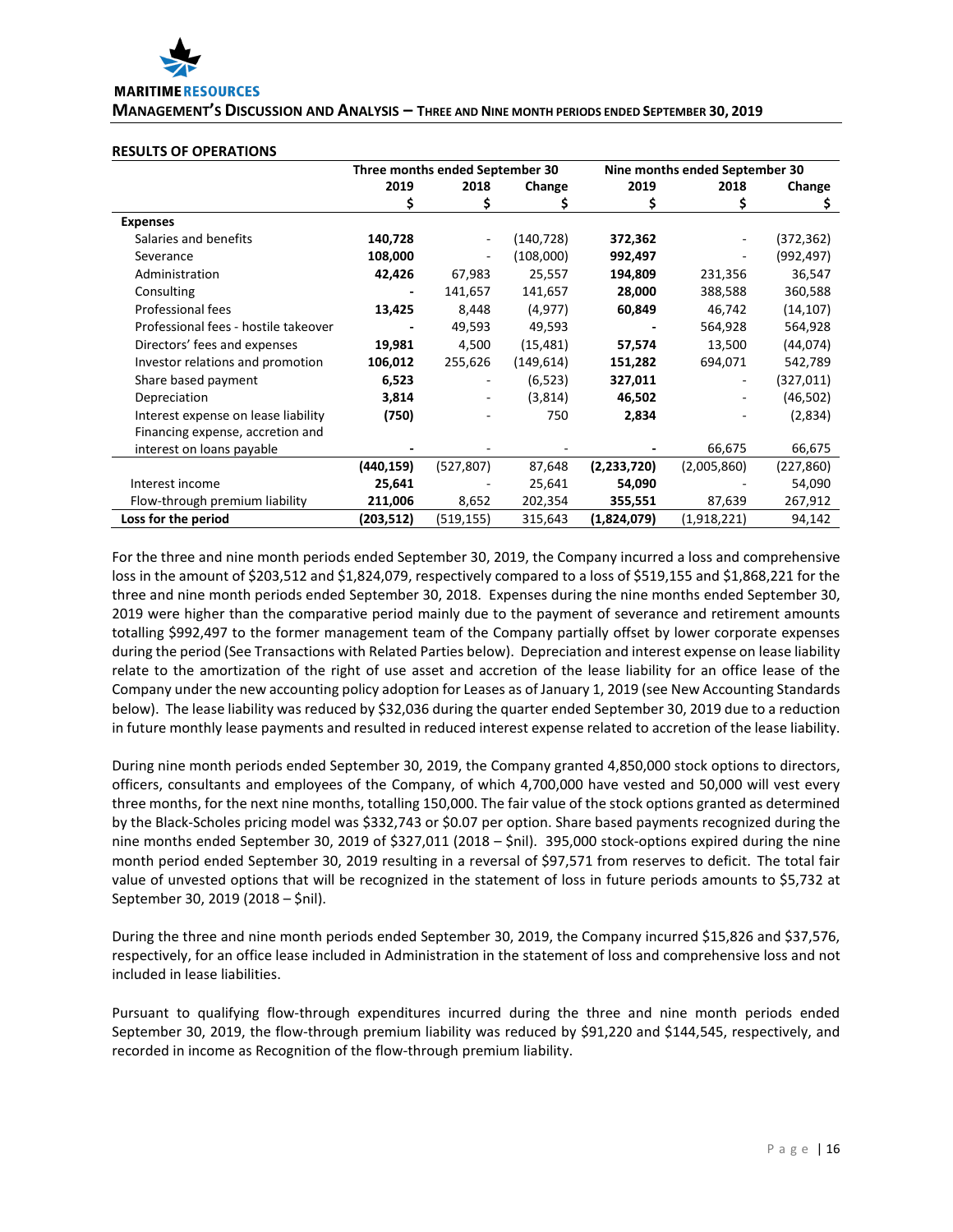## RESULTS OF OPERATIONS

| | Three months ended September 30 | | | Nine months ended September 30 | | |
|---|---|---|---|---|---|---|
| | 2019 | 2018 | Change | 2019 | 2018 | Change |
| | $ | $ | $ | $ | $ | $ |
| **Expenses** | | | | | | |
| Salaries and benefits | **140,728** | - | (140,728) | **372,362** | - | (372,362) |
| Severance | **108,000** | - | (108,000) | **992,497** | - | (992,497) |
| Administration | **42,426** | 67,983 | 25,557 | **194,809** | 231,356 | 36,547 |
| Consulting | **-** | 141,657 | 141,657 | **28,000** | 388,588 | 360,588 |
| Professional fees | **13,425** | 8,448 | (4,977) | **60,849** | 46,742 | (14,107) |
| Professional fees - hostile takeover | **-** | 49,593 | 49,593 | **-** | 564,928 | 564,928 |
| Directors' fees and expenses | **19,981** | 4,500 | (15,481) | **57,574** | 13,500 | (44,074) |
| Investor relations and promotion | **106,012** | 255,626 | (149,614) | **151,282** | 694,071 | 542,789 |
| Share based payment | **6,523** | - | (6,523) | **327,011** | - | (327,011) |
| Depreciation | **3,814** | - | (3,814) | **46,502** | - | (46,502) |
| Interest expense on lease liability | **(750)** | - | 750 | **2,834** | - | (2,834) |
| Financing expense, accretion and interest on loans payable | **-** | - | - | **-** | 66,675 | 66,675 |
| | **(440,159)** | (527,807) | 87,648 | **(2,233,720)** | (2,005,860) | (227,860) |
| Interest income | **25,641** | - | 25,641 | **54,090** | - | 54,090 |
| Flow-through premium liability | **211,006** | 8,652 | 202,354 | **355,551** | 87,639 | 267,912 |
| **Loss for the period** | **(203,512)** | (519,155) | 315,643 | **(1,824,079)** | (1,918,221) | 94,142 |

For the three and nine month periods ended September 30, 2019, the Company incurred a loss and comprehensive loss in the amount of $203,512 and $1,824,079, respectively compared to a loss of $519,155 and $1,868,221 for the three and nine month periods ended September 30, 2018. Expenses during the nine months ended September 30, 2019 were higher than the comparative period mainly due to the payment of severance and retirement amounts totalling $992,497 to the former management team of the Company partially offset by lower corporate expenses during the period (See Transactions with Related Parties below). Depreciation and interest expense on lease liability relate to the amortization of the right of use asset and accretion of the lease liability for an office lease of the Company under the new accounting policy adoption for Leases as of January 1, 2019 (see New Accounting Standards below). The lease liability was reduced by $32,036 during the quarter ended September 30, 2019 due to a reduction in future monthly lease payments and resulted in reduced interest expense related to accretion of the lease liability.

During nine month periods ended September 30, 2019, the Company granted 4,850,000 stock options to directors, officers, consultants and employees of the Company, of which 4,700,000 have vested and 50,000 will vest every three months, for the next nine months, totalling 150,000. The fair value of the stock options granted as determined by the Black-Scholes pricing model was $332,743 or $0.07 per option. Share based payments recognized during the nine months ended September 30, 2019 of $327,011 (2018 – $nil). 395,000 stock-options expired during the nine month period ended September 30, 2019 resulting in a reversal of $97,571 from reserves to deficit. The total fair value of unvested options that will be recognized in the statement of loss in future periods amounts to $5,732 at September 30, 2019 (2018 – $nil).

During the three and nine month periods ended September 30, 2019, the Company incurred $15,826 and $37,576, respectively, for an office lease included in Administration in the statement of loss and comprehensive loss and not included in lease liabilities.

Pursuant to qualifying flow-through expenditures incurred during the three and nine month periods ended September 30, 2019, the flow-through premium liability was reduced by $91,220 and $144,545, respectively, and recorded in income as Recognition of the flow-through premium liability.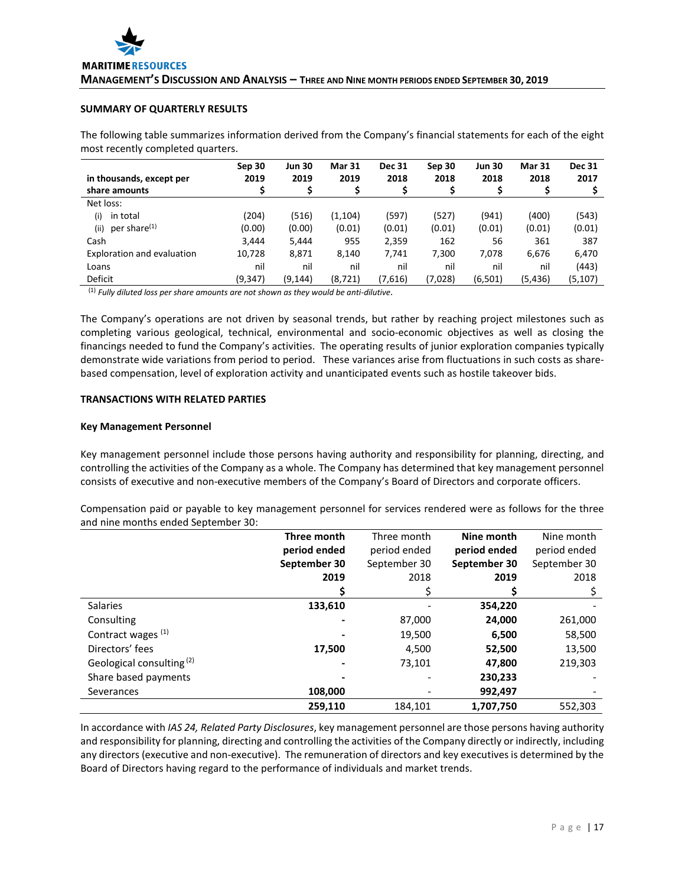## SUMMARY OF QUARTERLY RESULTS

The following table summarizes information derived from the Company's financial statements for each of the eight most recently completed quarters.

| in thousands, except per share amounts | Sep 30 2019 $ | Jun 30 2019 $ | Mar 31 2019 $ | Dec 31 2018 $ | Sep 30 2018 $ | Jun 30 2018 $ | Mar 31 2018 $ | Dec 31 2017 $ |
|---|---|---|---|---|---|---|---|---|
| Net loss: | | | | | | | | |
| (i) in total | (204) | (516) | (1,104) | (597) | (527) | (941) | (400) | (543) |
| (ii) per share[(1)] | (0.00) | (0.00) | (0.01) | (0.01) | (0.01) | (0.01) | (0.01) | (0.01) |
| Cash | 3,444 | 5,444 | 955 | 2,359 | 162 | 56 | 361 | 387 |
| Exploration and evaluation | 10,728 | 8,871 | 8,140 | 7,741 | 7,300 | 7,078 | 6,676 | 6,470 |
| Loans | nil | nil | nil | nil | nil | nil | nil | (443) |
| Deficit | (9,347) | (9,144) | (8,721) | (7,616) | (7,028) | (6,501) | (5,436) | (5,107) |

[(1)] *Fully diluted loss per share amounts are not shown as they would be anti-dilutive*.

The Company's operations are not driven by seasonal trends, but rather by reaching project milestones such as completing various geological, technical, environmental and socio-economic objectives as well as closing the financings needed to fund the Company's activities. The operating results of junior exploration companies typically demonstrate wide variations from period to period. These variances arise from fluctuations in such costs as share-based compensation, level of exploration activity and unanticipated events such as hostile takeover bids.

## TRANSACTIONS WITH RELATED PARTIES

### Key Management Personnel

Key management personnel include those persons having authority and responsibility for planning, directing, and controlling the activities of the Company as a whole. The Company has determined that key management personnel consists of executive and non-executive members of the Company's Board of Directors and corporate officers.

Compensation paid or payable to key management personnel for services rendered were as follows for the three and nine months ended September 30:

| | **Three month period ended September 30 2019 $** | Three month period ended September 30 2018 $ | **Nine month period ended September 30 2019 $** | Nine month period ended September 30 2018 $ |
|---|---|---|---|---|
| Salaries | **133,610** | - | **354,220** | - |
| Consulting | **-** | 87,000 | **24,000** | 261,000 |
| Contract wages [(1)] | **-** | 19,500 | **6,500** | 58,500 |
| Directors' fees | **17,500** | 4,500 | **52,500** | 13,500 |
| Geological consulting [(2)] | **-** | 73,101 | **47,800** | 219,303 |
| Share based payments | **-** | - | **230,233** | - |
| Severances | **108,000** | - | **992,497** | - |
| | **259,110** | 184,101 | **1,707,750** | 552,303 |

In accordance with *IAS 24, Related Party Disclosures*, key management personnel are those persons having authority and responsibility for planning, directing and controlling the activities of the Company directly or indirectly, including any directors (executive and non-executive). The remuneration of directors and key executives is determined by the Board of Directors having regard to the performance of individuals and market trends.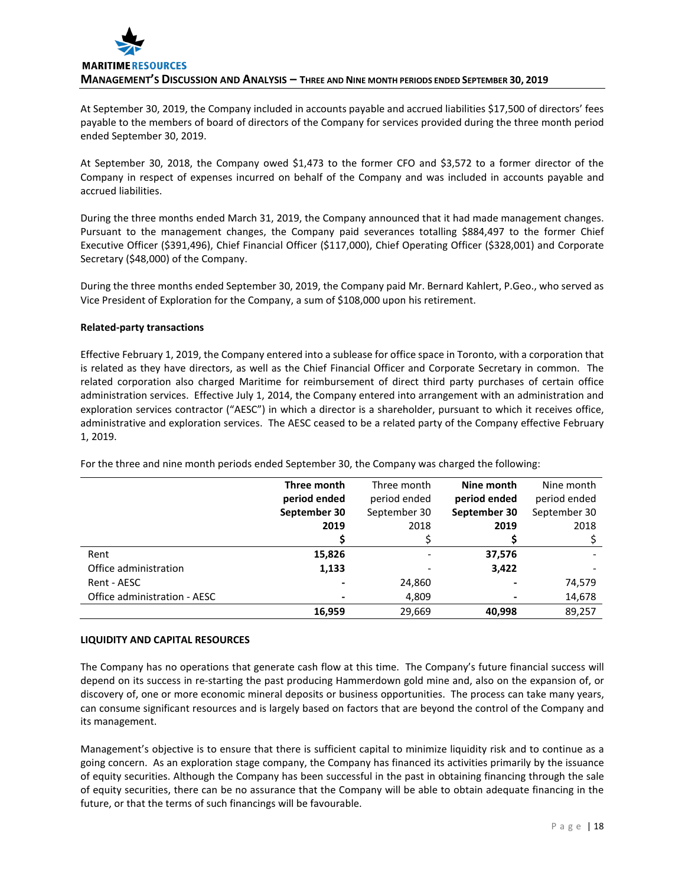At September 30, 2019, the Company included in accounts payable and accrued liabilities $17,500 of directors' fees payable to the members of board of directors of the Company for services provided during the three month period ended September 30, 2019.

At September 30, 2018, the Company owed $1,473 to the former CFO and $3,572 to a former director of the Company in respect of expenses incurred on behalf of the Company and was included in accounts payable and accrued liabilities.

During the three months ended March 31, 2019, the Company announced that it had made management changes. Pursuant to the management changes, the Company paid severances totalling $884,497 to the former Chief Executive Officer ($391,496), Chief Financial Officer ($117,000), Chief Operating Officer ($328,001) and Corporate Secretary ($48,000) of the Company.

During the three months ended September 30, 2019, the Company paid Mr. Bernard Kahlert, P.Geo., who served as Vice President of Exploration for the Company, a sum of $108,000 upon his retirement.

**Related-party transactions**

Effective February 1, 2019, the Company entered into a sublease for office space in Toronto, with a corporation that is related as they have directors, as well as the Chief Financial Officer and Corporate Secretary in common. The related corporation also charged Maritime for reimbursement of direct third party purchases of certain office administration services. Effective July 1, 2014, the Company entered into arrangement with an administration and exploration services contractor ("AESC") in which a director is a shareholder, pursuant to which it receives office, administrative and exploration services. The AESC ceased to be a related party of the Company effective February 1, 2019.

For the three and nine month periods ended September 30, the Company was charged the following:

| | **Three month period ended September 30 2019** | Three month period ended September 30 2018 | **Nine month period ended September 30 2019** | Nine month period ended September 30 2018 |
|---|---|---|---|---|
| | **$** | $ | **$** | $ |
| Rent | **15,826** | - | **37,576** | - |
| Office administration | **1,133** | - | **3,422** | - |
| Rent - AESC | **-** | 24,860 | **-** | 74,579 |
| Office administration - AESC | **-** | 4,809 | **-** | 14,678 |
| | **16,959** | 29,669 | **40,998** | 89,257 |

**LIQUIDITY AND CAPITAL RESOURCES**

The Company has no operations that generate cash flow at this time. The Company's future financial success will depend on its success in re-starting the past producing Hammerdown gold mine and, also on the expansion of, or discovery of, one or more economic mineral deposits or business opportunities. The process can take many years, can consume significant resources and is largely based on factors that are beyond the control of the Company and its management.

Management's objective is to ensure that there is sufficient capital to minimize liquidity risk and to continue as a going concern. As an exploration stage company, the Company has financed its activities primarily by the issuance of equity securities. Although the Company has been successful in the past in obtaining financing through the sale of equity securities, there can be no assurance that the Company will be able to obtain adequate financing in the future, or that the terms of such financings will be favourable.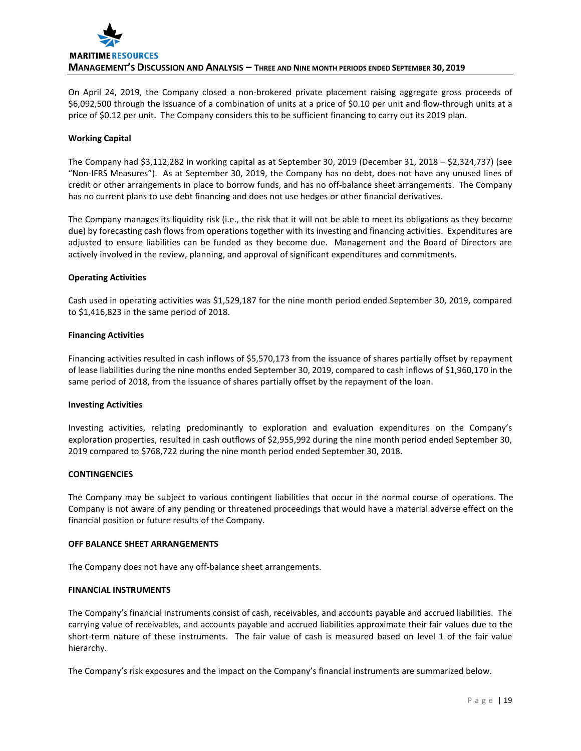On April 24, 2019, the Company closed a non-brokered private placement raising aggregate gross proceeds of $6,092,500 through the issuance of a combination of units at a price of $0.10 per unit and flow-through units at a price of $0.12 per unit. The Company considers this to be sufficient financing to carry out its 2019 plan.

### Working Capital

The Company had $3,112,282 in working capital as at September 30, 2019 (December 31, 2018 – $2,324,737) (see "Non-IFRS Measures"). As at September 30, 2019, the Company has no debt, does not have any unused lines of credit or other arrangements in place to borrow funds, and has no off-balance sheet arrangements. The Company has no current plans to use debt financing and does not use hedges or other financial derivatives.

The Company manages its liquidity risk (i.e., the risk that it will not be able to meet its obligations as they become due) by forecasting cash flows from operations together with its investing and financing activities. Expenditures are adjusted to ensure liabilities can be funded as they become due. Management and the Board of Directors are actively involved in the review, planning, and approval of significant expenditures and commitments.

### Operating Activities

Cash used in operating activities was $1,529,187 for the nine month period ended September 30, 2019, compared to $1,416,823 in the same period of 2018.

### Financing Activities

Financing activities resulted in cash inflows of $5,570,173 from the issuance of shares partially offset by repayment of lease liabilities during the nine months ended September 30, 2019, compared to cash inflows of $1,960,170 in the same period of 2018, from the issuance of shares partially offset by the repayment of the loan.

### Investing Activities

Investing activities, relating predominantly to exploration and evaluation expenditures on the Company's exploration properties, resulted in cash outflows of $2,955,992 during the nine month period ended September 30, 2019 compared to $768,722 during the nine month period ended September 30, 2018.

## CONTINGENCIES

The Company may be subject to various contingent liabilities that occur in the normal course of operations. The Company is not aware of any pending or threatened proceedings that would have a material adverse effect on the financial position or future results of the Company.

## OFF BALANCE SHEET ARRANGEMENTS

The Company does not have any off-balance sheet arrangements.

## FINANCIAL INSTRUMENTS

The Company's financial instruments consist of cash, receivables, and accounts payable and accrued liabilities. The carrying value of receivables, and accounts payable and accrued liabilities approximate their fair values due to the short-term nature of these instruments. The fair value of cash is measured based on level 1 of the fair value hierarchy.

The Company's risk exposures and the impact on the Company's financial instruments are summarized below.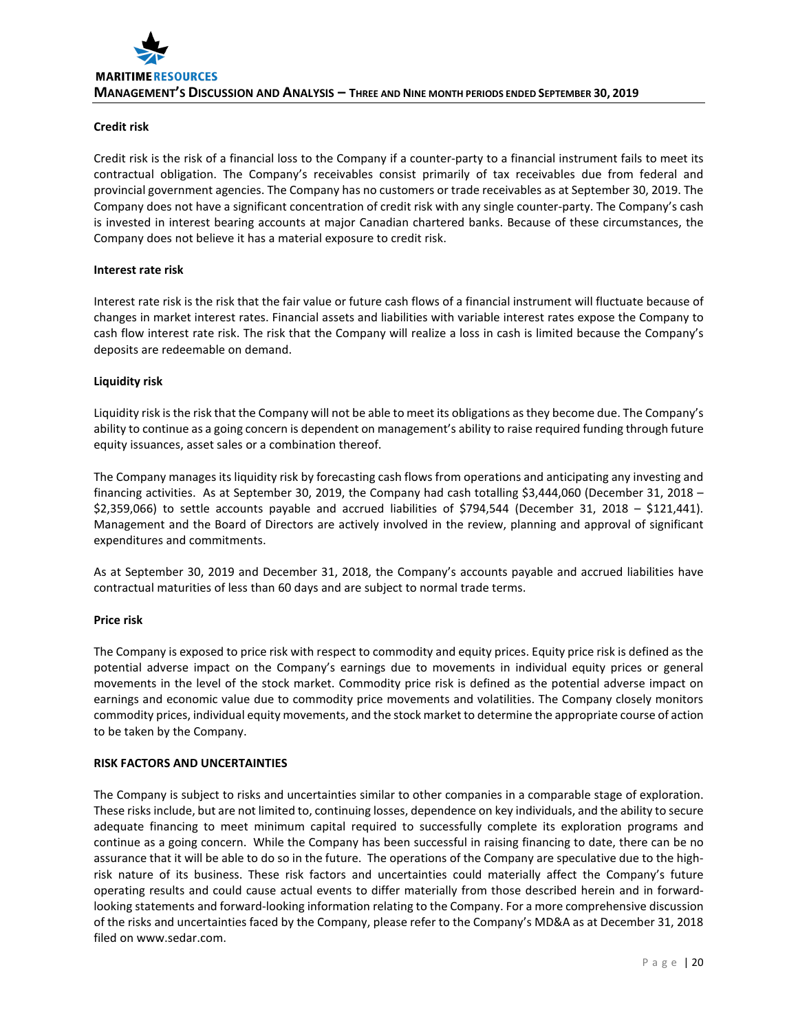**Credit risk**

Credit risk is the risk of a financial loss to the Company if a counter-party to a financial instrument fails to meet its contractual obligation. The Company's receivables consist primarily of tax receivables due from federal and provincial government agencies. The Company has no customers or trade receivables as at September 30, 2019. The Company does not have a significant concentration of credit risk with any single counter-party. The Company's cash is invested in interest bearing accounts at major Canadian chartered banks. Because of these circumstances, the Company does not believe it has a material exposure to credit risk.

**Interest rate risk**

Interest rate risk is the risk that the fair value or future cash flows of a financial instrument will fluctuate because of changes in market interest rates. Financial assets and liabilities with variable interest rates expose the Company to cash flow interest rate risk. The risk that the Company will realize a loss in cash is limited because the Company's deposits are redeemable on demand.

**Liquidity risk**

Liquidity risk is the risk that the Company will not be able to meet its obligations as they become due. The Company's ability to continue as a going concern is dependent on management's ability to raise required funding through future equity issuances, asset sales or a combination thereof.

The Company manages its liquidity risk by forecasting cash flows from operations and anticipating any investing and financing activities. As at September 30, 2019, the Company had cash totalling $3,444,060 (December 31, 2018 – $2,359,066) to settle accounts payable and accrued liabilities of $794,544 (December 31, 2018 – $121,441). Management and the Board of Directors are actively involved in the review, planning and approval of significant expenditures and commitments.

As at September 30, 2019 and December 31, 2018, the Company's accounts payable and accrued liabilities have contractual maturities of less than 60 days and are subject to normal trade terms.

**Price risk**

The Company is exposed to price risk with respect to commodity and equity prices. Equity price risk is defined as the potential adverse impact on the Company's earnings due to movements in individual equity prices or general movements in the level of the stock market. Commodity price risk is defined as the potential adverse impact on earnings and economic value due to commodity price movements and volatilities. The Company closely monitors commodity prices, individual equity movements, and the stock market to determine the appropriate course of action to be taken by the Company.

**RISK FACTORS AND UNCERTAINTIES**

The Company is subject to risks and uncertainties similar to other companies in a comparable stage of exploration. These risks include, but are not limited to, continuing losses, dependence on key individuals, and the ability to secure adequate financing to meet minimum capital required to successfully complete its exploration programs and continue as a going concern. While the Company has been successful in raising financing to date, there can be no assurance that it will be able to do so in the future. The operations of the Company are speculative due to the high-risk nature of its business. These risk factors and uncertainties could materially affect the Company's future operating results and could cause actual events to differ materially from those described herein and in forward-looking statements and forward-looking information relating to the Company. For a more comprehensive discussion of the risks and uncertainties faced by the Company, please refer to the Company's MD&A as at December 31, 2018 filed on www.sedar.com.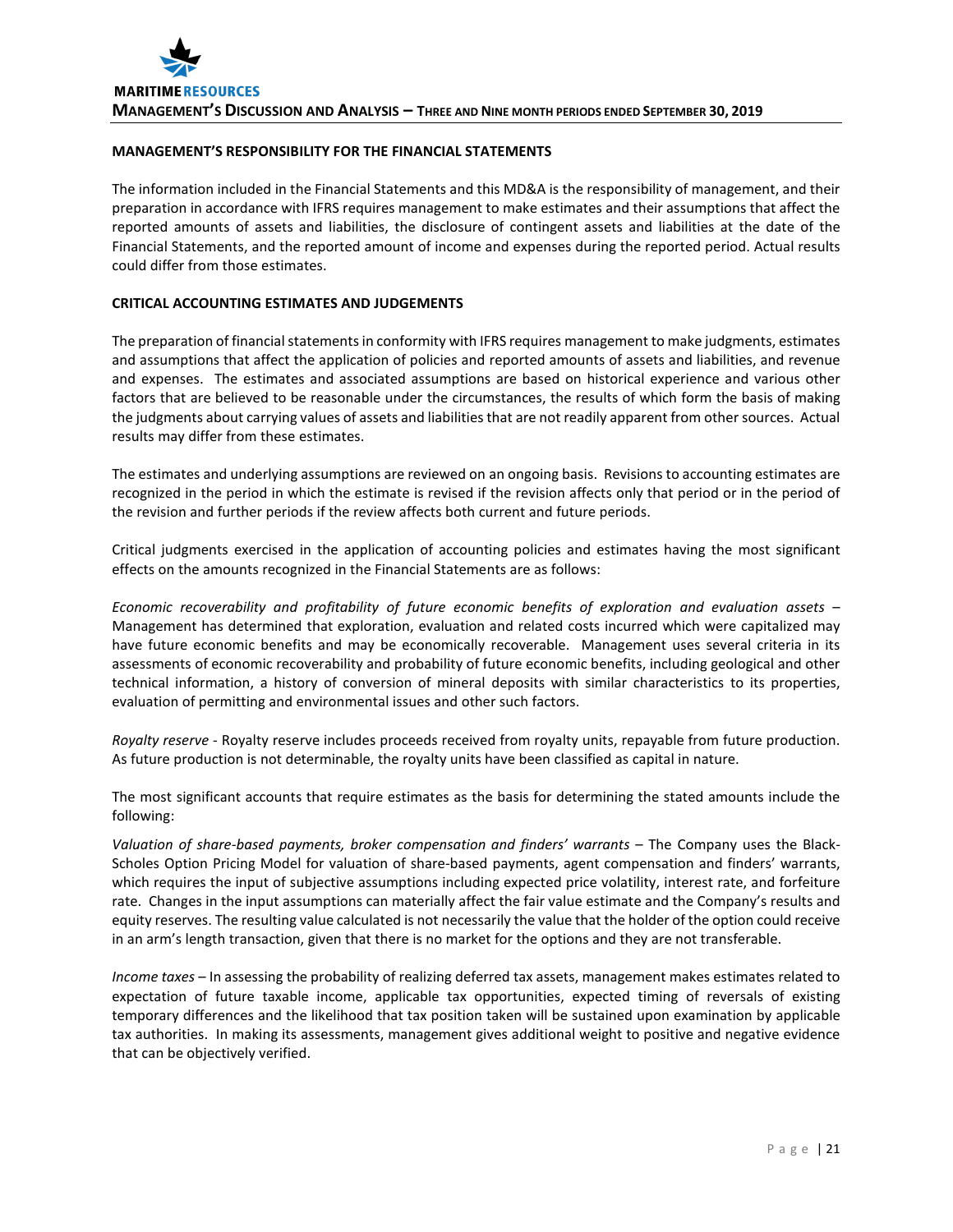## MANAGEMENT'S RESPONSIBILITY FOR THE FINANCIAL STATEMENTS

The information included in the Financial Statements and this MD&A is the responsibility of management, and their preparation in accordance with IFRS requires management to make estimates and their assumptions that affect the reported amounts of assets and liabilities, the disclosure of contingent assets and liabilities at the date of the Financial Statements, and the reported amount of income and expenses during the reported period. Actual results could differ from those estimates.

## CRITICAL ACCOUNTING ESTIMATES AND JUDGEMENTS

The preparation of financial statements in conformity with IFRS requires management to make judgments, estimates and assumptions that affect the application of policies and reported amounts of assets and liabilities, and revenue and expenses. The estimates and associated assumptions are based on historical experience and various other factors that are believed to be reasonable under the circumstances, the results of which form the basis of making the judgments about carrying values of assets and liabilities that are not readily apparent from other sources. Actual results may differ from these estimates.

The estimates and underlying assumptions are reviewed on an ongoing basis. Revisions to accounting estimates are recognized in the period in which the estimate is revised if the revision affects only that period or in the period of the revision and further periods if the review affects both current and future periods.

Critical judgments exercised in the application of accounting policies and estimates having the most significant effects on the amounts recognized in the Financial Statements are as follows:

*Economic recoverability and profitability of future economic benefits of exploration and evaluation assets* – Management has determined that exploration, evaluation and related costs incurred which were capitalized may have future economic benefits and may be economically recoverable. Management uses several criteria in its assessments of economic recoverability and probability of future economic benefits, including geological and other technical information, a history of conversion of mineral deposits with similar characteristics to its properties, evaluation of permitting and environmental issues and other such factors.

*Royalty reserve* - Royalty reserve includes proceeds received from royalty units, repayable from future production. As future production is not determinable, the royalty units have been classified as capital in nature.

The most significant accounts that require estimates as the basis for determining the stated amounts include the following:

*Valuation of share-based payments, broker compensation and finders' warrants* – The Company uses the Black-Scholes Option Pricing Model for valuation of share-based payments, agent compensation and finders' warrants, which requires the input of subjective assumptions including expected price volatility, interest rate, and forfeiture rate. Changes in the input assumptions can materially affect the fair value estimate and the Company's results and equity reserves. The resulting value calculated is not necessarily the value that the holder of the option could receive in an arm's length transaction, given that there is no market for the options and they are not transferable.

*Income taxes* – In assessing the probability of realizing deferred tax assets, management makes estimates related to expectation of future taxable income, applicable tax opportunities, expected timing of reversals of existing temporary differences and the likelihood that tax position taken will be sustained upon examination by applicable tax authorities. In making its assessments, management gives additional weight to positive and negative evidence that can be objectively verified.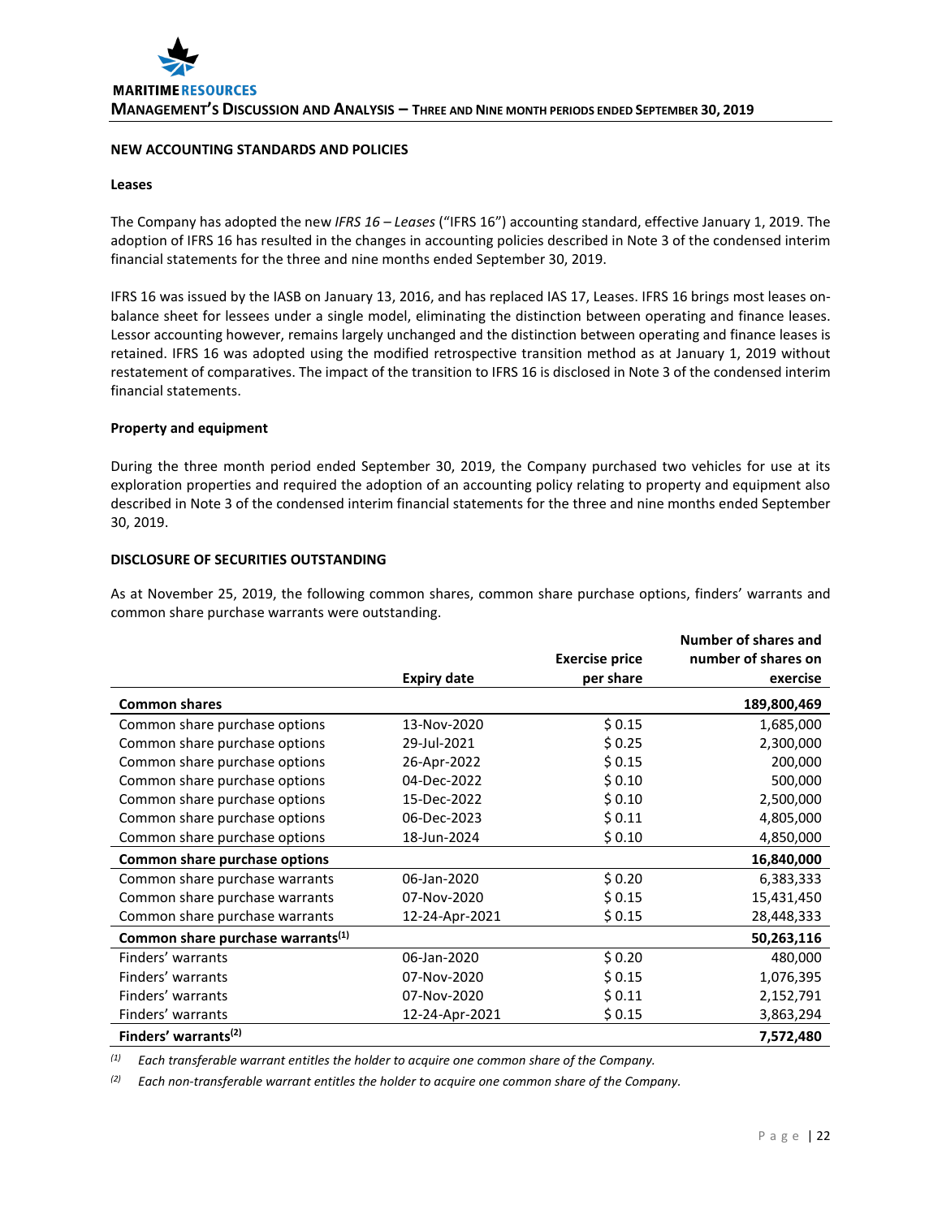## NEW ACCOUNTING STANDARDS AND POLICIES

### Leases

The Company has adopted the new *IFRS 16 – Leases* ("IFRS 16") accounting standard, effective January 1, 2019. The adoption of IFRS 16 has resulted in the changes in accounting policies described in Note 3 of the condensed interim financial statements for the three and nine months ended September 30, 2019.

IFRS 16 was issued by the IASB on January 13, 2016, and has replaced IAS 17, Leases. IFRS 16 brings most leases on-balance sheet for lessees under a single model, eliminating the distinction between operating and finance leases. Lessor accounting however, remains largely unchanged and the distinction between operating and finance leases is retained. IFRS 16 was adopted using the modified retrospective transition method as at January 1, 2019 without restatement of comparatives. The impact of the transition to IFRS 16 is disclosed in Note 3 of the condensed interim financial statements.

### Property and equipment

During the three month period ended September 30, 2019, the Company purchased two vehicles for use at its exploration properties and required the adoption of an accounting policy relating to property and equipment also described in Note 3 of the condensed interim financial statements for the three and nine months ended September 30, 2019.

## DISCLOSURE OF SECURITIES OUTSTANDING

As at November 25, 2019, the following common shares, common share purchase options, finders' warrants and common share purchase warrants were outstanding.

| | Expiry date | Exercise price per share | Number of shares and number of shares on exercise |
|---|---|---|---|
| **Common shares** | | | **189,800,469** |
| Common share purchase options | 13-Nov-2020 | $ 0.15 | 1,685,000 |
| Common share purchase options | 29-Jul-2021 | $ 0.25 | 2,300,000 |
| Common share purchase options | 26-Apr-2022 | $ 0.15 | 200,000 |
| Common share purchase options | 04-Dec-2022 | $ 0.10 | 500,000 |
| Common share purchase options | 15-Dec-2022 | $ 0.10 | 2,500,000 |
| Common share purchase options | 06-Dec-2023 | $ 0.11 | 4,805,000 |
| Common share purchase options | 18-Jun-2024 | $ 0.10 | 4,850,000 |
| **Common share purchase options** | | | **16,840,000** |
| Common share purchase warrants | 06-Jan-2020 | $ 0.20 | 6,383,333 |
| Common share purchase warrants | 07-Nov-2020 | $ 0.15 | 15,431,450 |
| Common share purchase warrants | 12-24-Apr-2021 | $ 0.15 | 28,448,333 |
| **Common share purchase warrants(1)** | | | **50,263,116** |
| Finders' warrants | 06-Jan-2020 | $ 0.20 | 480,000 |
| Finders' warrants | 07-Nov-2020 | $ 0.15 | 1,076,395 |
| Finders' warrants | 07-Nov-2020 | $ 0.11 | 2,152,791 |
| Finders' warrants | 12-24-Apr-2021 | $ 0.15 | 3,863,294 |
| **Finders' warrants(2)** | | | **7,572,480** |

(1) *Each transferable warrant entitles the holder to acquire one common share of the Company.*

(2) *Each non-transferable warrant entitles the holder to acquire one common share of the Company.*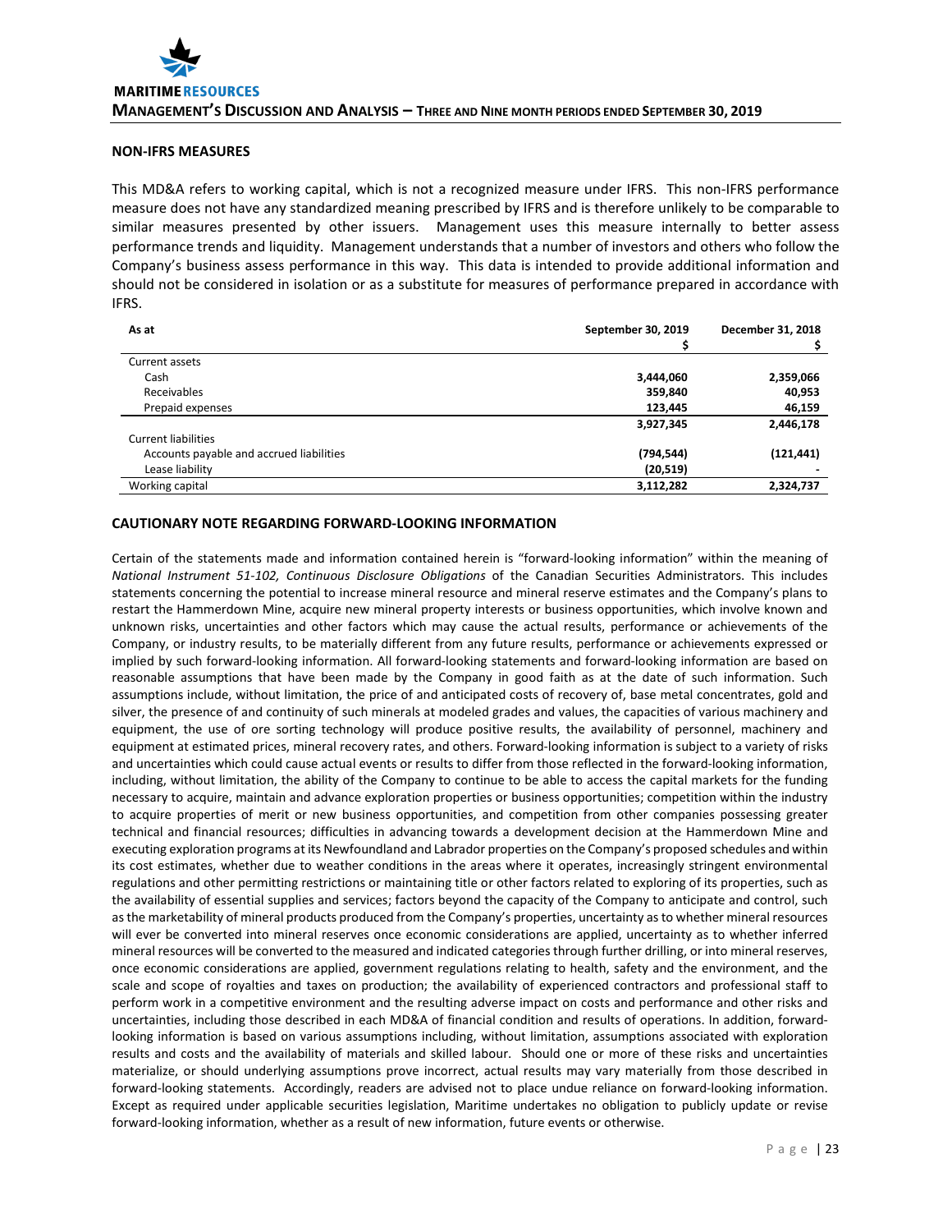## NON-IFRS MEASURES

This MD&A refers to working capital, which is not a recognized measure under IFRS. This non-IFRS performance measure does not have any standardized meaning prescribed by IFRS and is therefore unlikely to be comparable to similar measures presented by other issuers. Management uses this measure internally to better assess performance trends and liquidity. Management understands that a number of investors and others who follow the Company's business assess performance in this way. This data is intended to provide additional information and should not be considered in isolation or as a substitute for measures of performance prepared in accordance with IFRS.

| As at | September 30, 2019<br>$ | December 31, 2018<br>$ |
|---|---|---|
| Current assets | | |
| Cash | **3,444,060** | **2,359,066** |
| Receivables | **359,840** | **40,953** |
| Prepaid expenses | **123,445** | **46,159** |
| | **3,927,345** | **2,446,178** |
| Current liabilities | | |
| Accounts payable and accrued liabilities | **(794,544)** | **(121,441)** |
| Lease liability | **(20,519)** | **-** |
| Working capital | **3,112,282** | **2,324,737** |

## CAUTIONARY NOTE REGARDING FORWARD-LOOKING INFORMATION

Certain of the statements made and information contained herein is "forward-looking information" within the meaning of *National Instrument 51-102, Continuous Disclosure Obligations* of the Canadian Securities Administrators. This includes statements concerning the potential to increase mineral resource and mineral reserve estimates and the Company's plans to restart the Hammerdown Mine, acquire new mineral property interests or business opportunities, which involve known and unknown risks, uncertainties and other factors which may cause the actual results, performance or achievements of the Company, or industry results, to be materially different from any future results, performance or achievements expressed or implied by such forward-looking information. All forward-looking statements and forward-looking information are based on reasonable assumptions that have been made by the Company in good faith as at the date of such information. Such assumptions include, without limitation, the price of and anticipated costs of recovery of, base metal concentrates, gold and silver, the presence of and continuity of such minerals at modeled grades and values, the capacities of various machinery and equipment, the use of ore sorting technology will produce positive results, the availability of personnel, machinery and equipment at estimated prices, mineral recovery rates, and others. Forward-looking information is subject to a variety of risks and uncertainties which could cause actual events or results to differ from those reflected in the forward-looking information, including, without limitation, the ability of the Company to continue to be able to access the capital markets for the funding necessary to acquire, maintain and advance exploration properties or business opportunities; competition within the industry to acquire properties of merit or new business opportunities, and competition from other companies possessing greater technical and financial resources; difficulties in advancing towards a development decision at the Hammerdown Mine and executing exploration programs at its Newfoundland and Labrador properties on the Company's proposed schedules and within its cost estimates, whether due to weather conditions in the areas where it operates, increasingly stringent environmental regulations and other permitting restrictions or maintaining title or other factors related to exploring of its properties, such as the availability of essential supplies and services; factors beyond the capacity of the Company to anticipate and control, such as the marketability of mineral products produced from the Company's properties, uncertainty as to whether mineral resources will ever be converted into mineral reserves once economic considerations are applied, uncertainty as to whether inferred mineral resources will be converted to the measured and indicated categories through further drilling, or into mineral reserves, once economic considerations are applied, government regulations relating to health, safety and the environment, and the scale and scope of royalties and taxes on production; the availability of experienced contractors and professional staff to perform work in a competitive environment and the resulting adverse impact on costs and performance and other risks and uncertainties, including those described in each MD&A of financial condition and results of operations. In addition, forward-looking information is based on various assumptions including, without limitation, assumptions associated with exploration results and costs and the availability of materials and skilled labour. Should one or more of these risks and uncertainties materialize, or should underlying assumptions prove incorrect, actual results may vary materially from those described in forward-looking statements. Accordingly, readers are advised not to place undue reliance on forward-looking information. Except as required under applicable securities legislation, Maritime undertakes no obligation to publicly update or revise forward-looking information, whether as a result of new information, future events or otherwise.